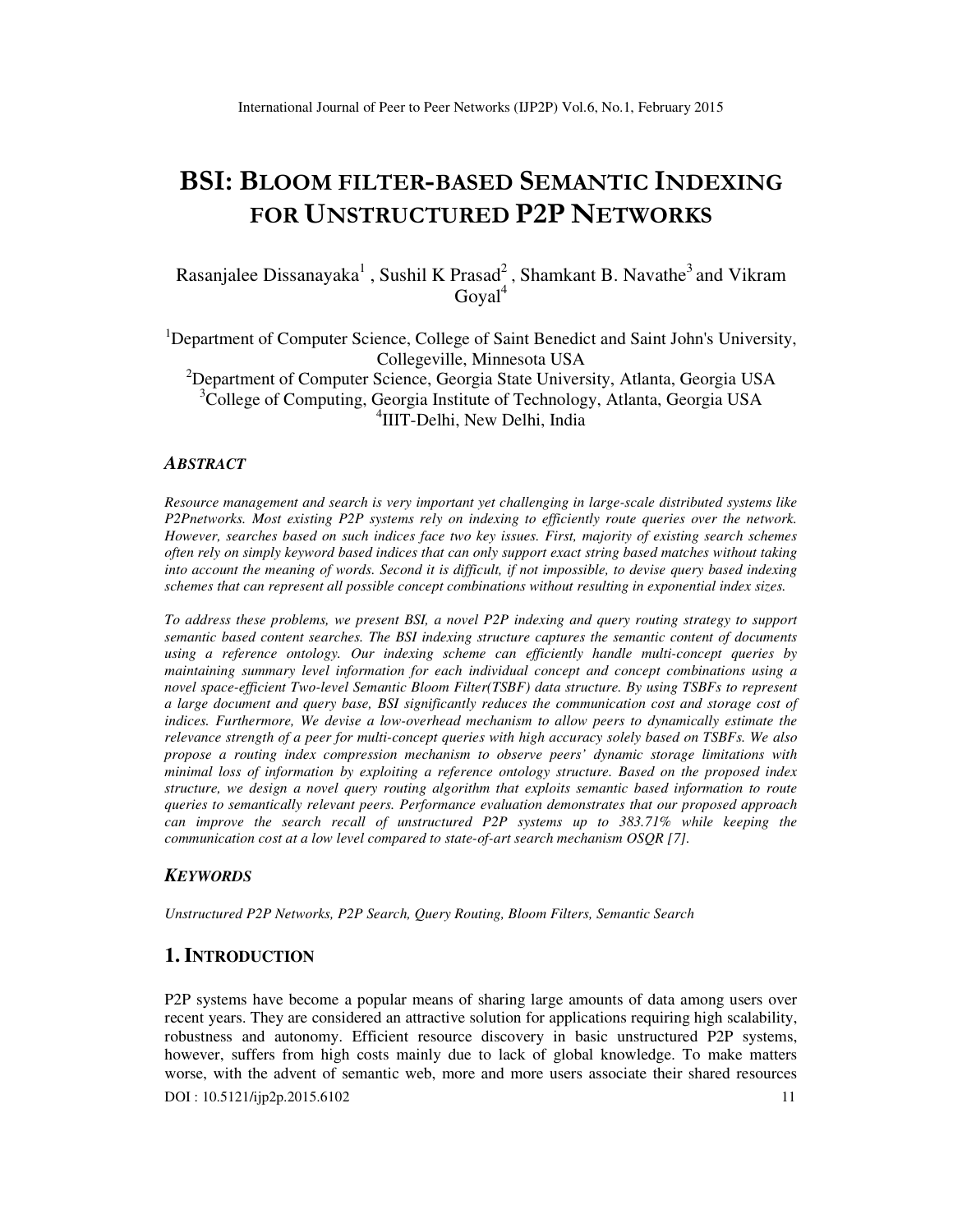# BSI: BLOOM FILTER-BASED SEMANTIC INDEXING FOR UNSTRUCTURED P2P NETWORKS

Rasanjalee Dissanayaka[1] , Sushil K Prasad[2] , Shamkant B. Navathe[3] and Vikram Goyal[4]

[1]Department of Computer Science, College of Saint Benedict and Saint John's University, Collegeville, Minnesota USA
[2]Department of Computer Science, Georgia State University, Atlanta, Georgia USA
[3]College of Computing, Georgia Institute of Technology, Atlanta, Georgia USA
[4]IIIT-Delhi, New Delhi, India

### *ABSTRACT*

*Resource management and search is very important yet challenging in large-scale distributed systems like P2Pnetworks. Most existing P2P systems rely on indexing to efficiently route queries over the network. However, searches based on such indices face two key issues. First, majority of existing search schemes often rely on simply keyword based indices that can only support exact string based matches without taking into account the meaning of words. Second it is difficult, if not impossible, to devise query based indexing schemes that can represent all possible concept combinations without resulting in exponential index sizes.*

*To address these problems, we present BSI, a novel P2P indexing and query routing strategy to support semantic based content searches. The BSI indexing structure captures the semantic content of documents using a reference ontology. Our indexing scheme can efficiently handle multi-concept queries by maintaining summary level information for each individual concept and concept combinations using a novel space-efficient Two-level Semantic Bloom Filter(TSBF) data structure. By using TSBFs to represent a large document and query base, BSI significantly reduces the communication cost and storage cost of indices. Furthermore, We devise a low-overhead mechanism to allow peers to dynamically estimate the relevance strength of a peer for multi-concept queries with high accuracy solely based on TSBFs. We also propose a routing index compression mechanism to observe peers' dynamic storage limitations with minimal loss of information by exploiting a reference ontology structure. Based on the proposed index structure, we design a novel query routing algorithm that exploits semantic based information to route queries to semantically relevant peers. Performance evaluation demonstrates that our proposed approach can improve the search recall of unstructured P2P systems up to 383.71% while keeping the communication cost at a low level compared to state-of-art search mechanism OSQR [7].*

### *KEYWORDS*

*Unstructured P2P Networks, P2P Search, Query Routing, Bloom Filters, Semantic Search*

## 1. INTRODUCTION

P2P systems have become a popular means of sharing large amounts of data among users over recent years. They are considered an attractive solution for applications requiring high scalability, robustness and autonomy. Efficient resource discovery in basic unstructured P2P systems, however, suffers from high costs mainly due to lack of global knowledge. To make matters worse, with the advent of semantic web, more and more users associate their shared resources

DOI : 10.5121/ijp2p.2015.6102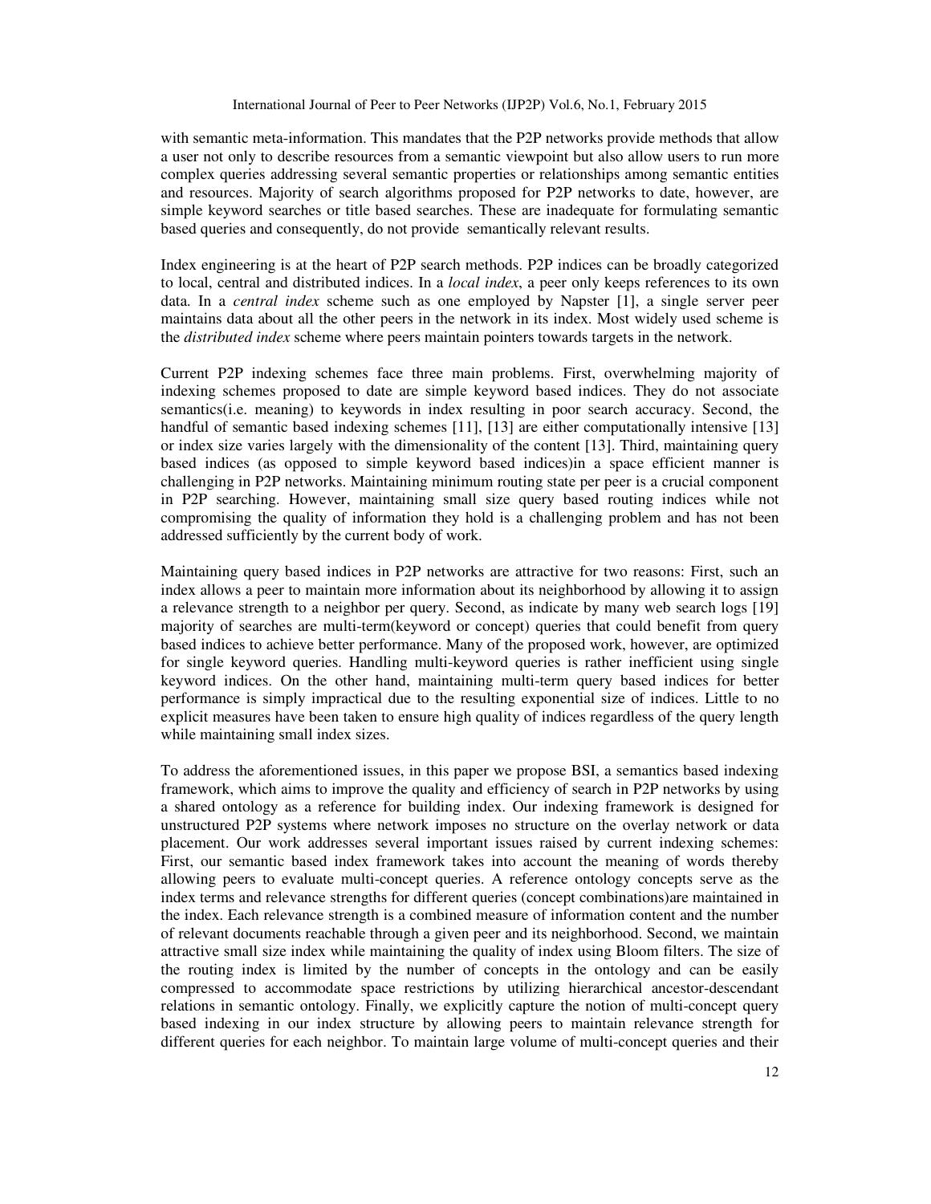with semantic meta-information. This mandates that the P2P networks provide methods that allow a user not only to describe resources from a semantic viewpoint but also allow users to run more complex queries addressing several semantic properties or relationships among semantic entities and resources. Majority of search algorithms proposed for P2P networks to date, however, are simple keyword searches or title based searches. These are inadequate for formulating semantic based queries and consequently, do not provide semantically relevant results.

Index engineering is at the heart of P2P search methods. P2P indices can be broadly categorized to local, central and distributed indices. In a *local index*, a peer only keeps references to its own data. In a *central index* scheme such as one employed by Napster [1], a single server peer maintains data about all the other peers in the network in its index. Most widely used scheme is the *distributed index* scheme where peers maintain pointers towards targets in the network.

Current P2P indexing schemes face three main problems. First, overwhelming majority of indexing schemes proposed to date are simple keyword based indices. They do not associate semantics(i.e. meaning) to keywords in index resulting in poor search accuracy. Second, the handful of semantic based indexing schemes [11], [13] are either computationally intensive [13] or index size varies largely with the dimensionality of the content [13]. Third, maintaining query based indices (as opposed to simple keyword based indices)in a space efficient manner is challenging in P2P networks. Maintaining minimum routing state per peer is a crucial component in P2P searching. However, maintaining small size query based routing indices while not compromising the quality of information they hold is a challenging problem and has not been addressed sufficiently by the current body of work.

Maintaining query based indices in P2P networks are attractive for two reasons: First, such an index allows a peer to maintain more information about its neighborhood by allowing it to assign a relevance strength to a neighbor per query. Second, as indicate by many web search logs [19] majority of searches are multi-term(keyword or concept) queries that could benefit from query based indices to achieve better performance. Many of the proposed work, however, are optimized for single keyword queries. Handling multi-keyword queries is rather inefficient using single keyword indices. On the other hand, maintaining multi-term query based indices for better performance is simply impractical due to the resulting exponential size of indices. Little to no explicit measures have been taken to ensure high quality of indices regardless of the query length while maintaining small index sizes.

To address the aforementioned issues, in this paper we propose BSI, a semantics based indexing framework, which aims to improve the quality and efficiency of search in P2P networks by using a shared ontology as a reference for building index. Our indexing framework is designed for unstructured P2P systems where network imposes no structure on the overlay network or data placement. Our work addresses several important issues raised by current indexing schemes: First, our semantic based index framework takes into account the meaning of words thereby allowing peers to evaluate multi-concept queries. A reference ontology concepts serve as the index terms and relevance strengths for different queries (concept combinations)are maintained in the index. Each relevance strength is a combined measure of information content and the number of relevant documents reachable through a given peer and its neighborhood. Second, we maintain attractive small size index while maintaining the quality of index using Bloom filters. The size of the routing index is limited by the number of concepts in the ontology and can be easily compressed to accommodate space restrictions by utilizing hierarchical ancestor-descendant relations in semantic ontology. Finally, we explicitly capture the notion of multi-concept query based indexing in our index structure by allowing peers to maintain relevance strength for different queries for each neighbor. To maintain large volume of multi-concept queries and their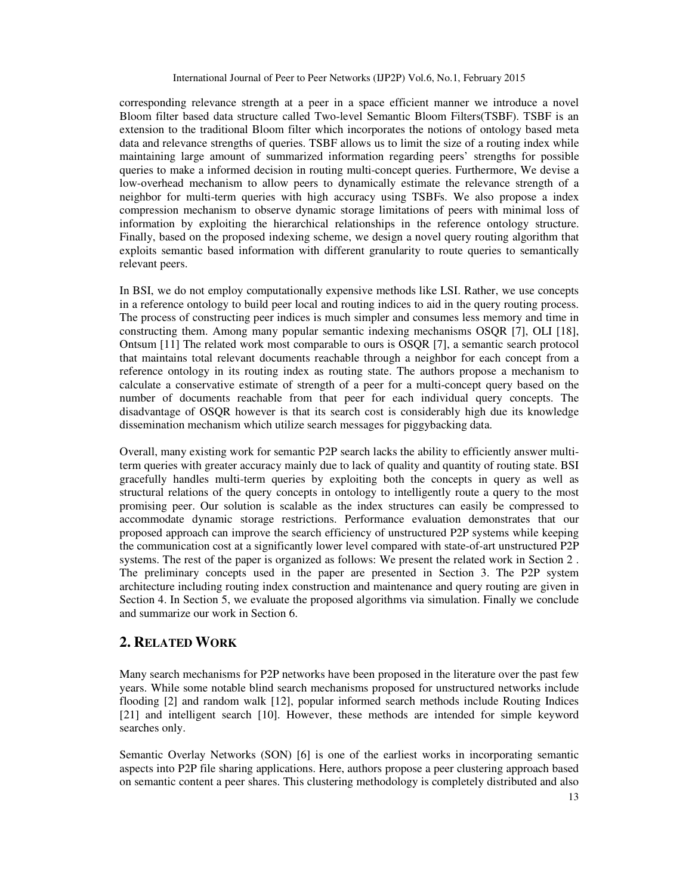corresponding relevance strength at a peer in a space efficient manner we introduce a novel Bloom filter based data structure called Two-level Semantic Bloom Filters(TSBF). TSBF is an extension to the traditional Bloom filter which incorporates the notions of ontology based meta data and relevance strengths of queries. TSBF allows us to limit the size of a routing index while maintaining large amount of summarized information regarding peers' strengths for possible queries to make a informed decision in routing multi-concept queries. Furthermore, We devise a low-overhead mechanism to allow peers to dynamically estimate the relevance strength of a neighbor for multi-term queries with high accuracy using TSBFs. We also propose a index compression mechanism to observe dynamic storage limitations of peers with minimal loss of information by exploiting the hierarchical relationships in the reference ontology structure. Finally, based on the proposed indexing scheme, we design a novel query routing algorithm that exploits semantic based information with different granularity to route queries to semantically relevant peers.

In BSI, we do not employ computationally expensive methods like LSI. Rather, we use concepts in a reference ontology to build peer local and routing indices to aid in the query routing process. The process of constructing peer indices is much simpler and consumes less memory and time in constructing them. Among many popular semantic indexing mechanisms OSQR [7], OLI [18], Ontsum [11] The related work most comparable to ours is OSQR [7], a semantic search protocol that maintains total relevant documents reachable through a neighbor for each concept from a reference ontology in its routing index as routing state. The authors propose a mechanism to calculate a conservative estimate of strength of a peer for a multi-concept query based on the number of documents reachable from that peer for each individual query concepts. The disadvantage of OSQR however is that its search cost is considerably high due its knowledge dissemination mechanism which utilize search messages for piggybacking data.

Overall, many existing work for semantic P2P search lacks the ability to efficiently answer multi-term queries with greater accuracy mainly due to lack of quality and quantity of routing state. BSI gracefully handles multi-term queries by exploiting both the concepts in query as well as structural relations of the query concepts in ontology to intelligently route a query to the most promising peer. Our solution is scalable as the index structures can easily be compressed to accommodate dynamic storage restrictions. Performance evaluation demonstrates that our proposed approach can improve the search efficiency of unstructured P2P systems while keeping the communication cost at a significantly lower level compared with state-of-art unstructured P2P systems. The rest of the paper is organized as follows: We present the related work in Section 2 . The preliminary concepts used in the paper are presented in Section 3. The P2P system architecture including routing index construction and maintenance and query routing are given in Section 4. In Section 5, we evaluate the proposed algorithms via simulation. Finally we conclude and summarize our work in Section 6.

## 2. Related Work

Many search mechanisms for P2P networks have been proposed in the literature over the past few years. While some notable blind search mechanisms proposed for unstructured networks include flooding [2] and random walk [12], popular informed search methods include Routing Indices [21] and intelligent search [10]. However, these methods are intended for simple keyword searches only.

Semantic Overlay Networks (SON) [6] is one of the earliest works in incorporating semantic aspects into P2P file sharing applications. Here, authors propose a peer clustering approach based on semantic content a peer shares. This clustering methodology is completely distributed and also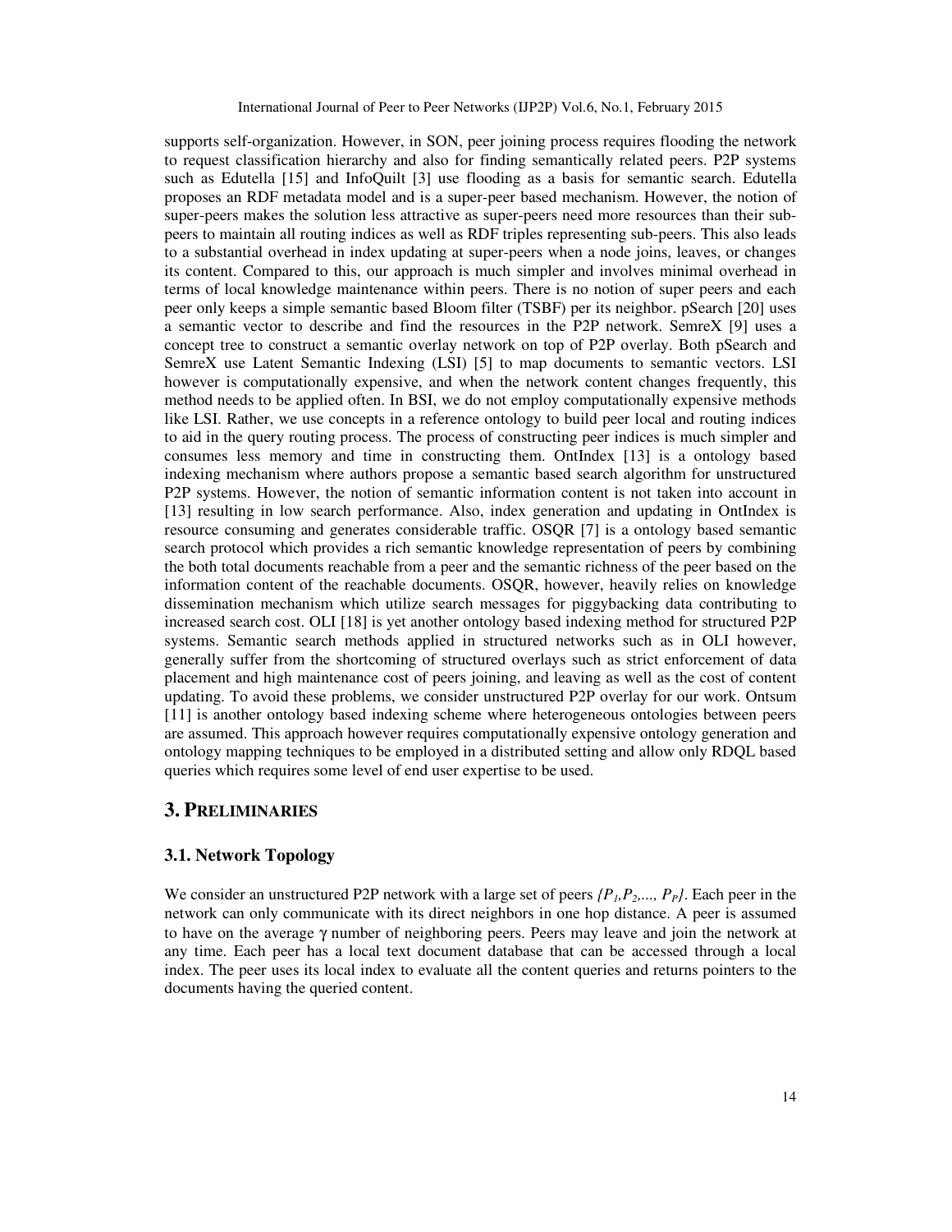supports self-organization. However, in SON, peer joining process requires flooding the network to request classification hierarchy and also for finding semantically related peers. P2P systems such as Edutella [15] and InfoQuilt [3] use flooding as a basis for semantic search. Edutella proposes an RDF metadata model and is a super-peer based mechanism. However, the notion of super-peers makes the solution less attractive as super-peers need more resources than their sub-peers to maintain all routing indices as well as RDF triples representing sub-peers. This also leads to a substantial overhead in index updating at super-peers when a node joins, leaves, or changes its content. Compared to this, our approach is much simpler and involves minimal overhead in terms of local knowledge maintenance within peers. There is no notion of super peers and each peer only keeps a simple semantic based Bloom filter (TSBF) per its neighbor. pSearch [20] uses a semantic vector to describe and find the resources in the P2P network. SemreX [9] uses a concept tree to construct a semantic overlay network on top of P2P overlay. Both pSearch and SemreX use Latent Semantic Indexing (LSI) [5] to map documents to semantic vectors. LSI however is computationally expensive, and when the network content changes frequently, this method needs to be applied often. In BSI, we do not employ computationally expensive methods like LSI. Rather, we use concepts in a reference ontology to build peer local and routing indices to aid in the query routing process. The process of constructing peer indices is much simpler and consumes less memory and time in constructing them. OntIndex [13] is a ontology based indexing mechanism where authors propose a semantic based search algorithm for unstructured P2P systems. However, the notion of semantic information content is not taken into account in [13] resulting in low search performance. Also, index generation and updating in OntIndex is resource consuming and generates considerable traffic. OSQR [7] is a ontology based semantic search protocol which provides a rich semantic knowledge representation of peers by combining the both total documents reachable from a peer and the semantic richness of the peer based on the information content of the reachable documents. OSQR, however, heavily relies on knowledge dissemination mechanism which utilize search messages for piggybacking data contributing to increased search cost. OLI [18] is yet another ontology based indexing method for structured P2P systems. Semantic search methods applied in structured networks such as in OLI however, generally suffer from the shortcoming of structured overlays such as strict enforcement of data placement and high maintenance cost of peers joining, and leaving as well as the cost of content updating. To avoid these problems, we consider unstructured P2P overlay for our work. Ontsum [11] is another ontology based indexing scheme where heterogeneous ontologies between peers are assumed. This approach however requires computationally expensive ontology generation and ontology mapping techniques to be employed in a distributed setting and allow only RDQL based queries which requires some level of end user expertise to be used.

## 3. Preliminaries

### 3.1. Network Topology

We consider an unstructured P2P network with a large set of peers $\{P_1, P_2, \ldots, P_P\}$. Each peer in the network can only communicate with its direct neighbors in one hop distance. A peer is assumed to have on the average $\gamma$ number of neighboring peers. Peers may leave and join the network at any time. Each peer has a local text document database that can be accessed through a local index. The peer uses its local index to evaluate all the content queries and returns pointers to the documents having the queried content.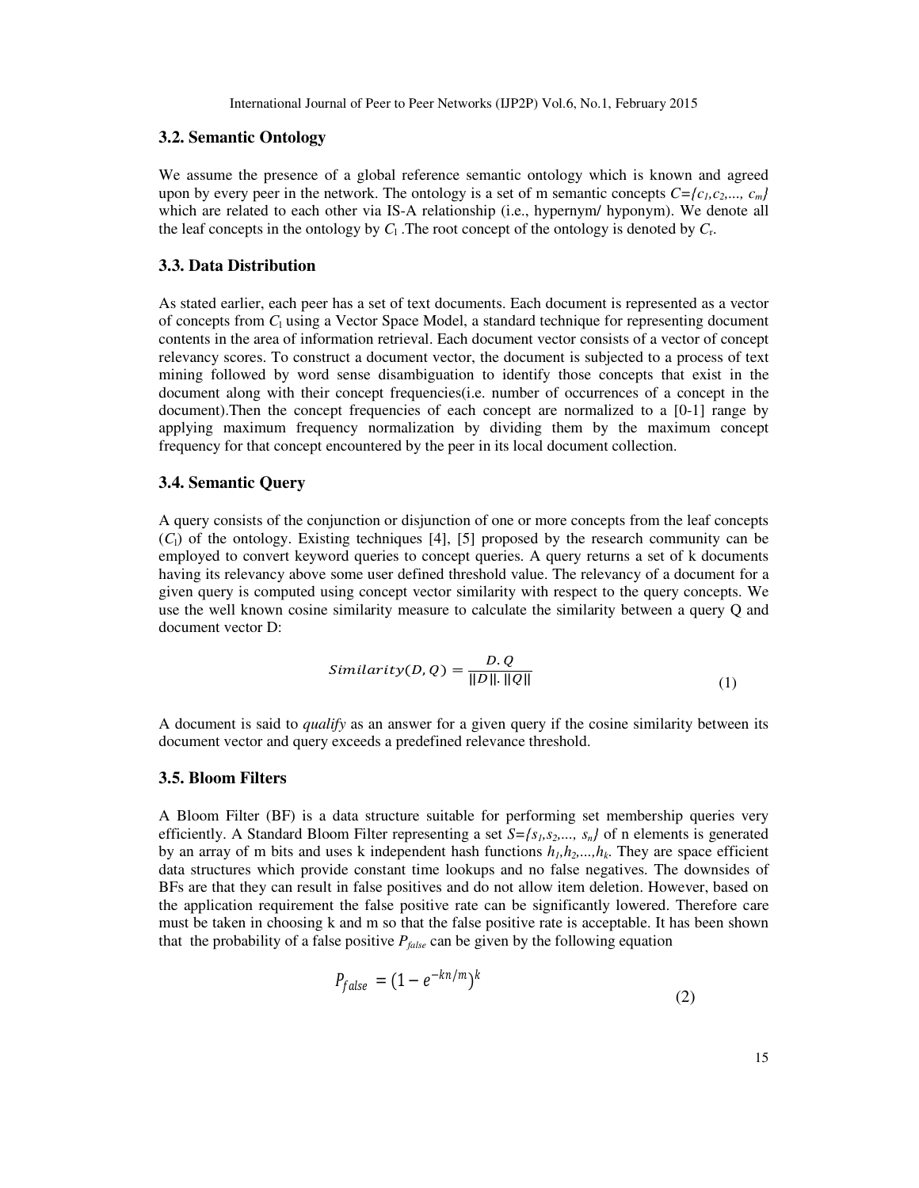### 3.2. Semantic Ontology

We assume the presence of a global reference semantic ontology which is known and agreed upon by every peer in the network. The ontology is a set of m semantic concepts $C=\{c_1,c_2,..., c_m\}$ which are related to each other via IS-A relationship (i.e., hypernym/ hyponym). We denote all the leaf concepts in the ontology by $C_l$ .The root concept of the ontology is denoted by $C_r$.

### 3.3. Data Distribution

As stated earlier, each peer has a set of text documents. Each document is represented as a vector of concepts from $C_l$ using a Vector Space Model, a standard technique for representing document contents in the area of information retrieval. Each document vector consists of a vector of concept relevancy scores. To construct a document vector, the document is subjected to a process of text mining followed by word sense disambiguation to identify those concepts that exist in the document along with their concept frequencies(i.e. number of occurrences of a concept in the document).Then the concept frequencies of each concept are normalized to a [0-1] range by applying maximum frequency normalization by dividing them by the maximum concept frequency for that concept encountered by the peer in its local document collection.

### 3.4. Semantic Query

A query consists of the conjunction or disjunction of one or more concepts from the leaf concepts ($C_l$) of the ontology. Existing techniques [4], [5] proposed by the research community can be employed to convert keyword queries to concept queries. A query returns a set of k documents having its relevancy above some user defined threshold value. The relevancy of a document for a given query is computed using concept vector similarity with respect to the query concepts. We use the well known cosine similarity measure to calculate the similarity between a query Q and document vector D:

$$Similarity(D,Q) = \frac{D.Q}{||D||.\,||Q||} \tag{1}$$

A document is said to *qualify* as an answer for a given query if the cosine similarity between its document vector and query exceeds a predefined relevance threshold.

### 3.5. Bloom Filters

A Bloom Filter (BF) is a data structure suitable for performing set membership queries very efficiently. A Standard Bloom Filter representing a set $S=\{s_1,s_2,..., s_n\}$ of n elements is generated by an array of m bits and uses k independent hash functions $h_1,h_2,...,h_k$. They are space efficient data structures which provide constant time lookups and no false negatives. The downsides of BFs are that they can result in false positives and do not allow item deletion. However, based on the application requirement the false positive rate can be significantly lowered. Therefore care must be taken in choosing k and m so that the false positive rate is acceptable. It has been shown that the probability of a false positive $P_{false}$ can be given by the following equation

$$P_{false} = (1 - e^{-kn/m})^k \tag{2}$$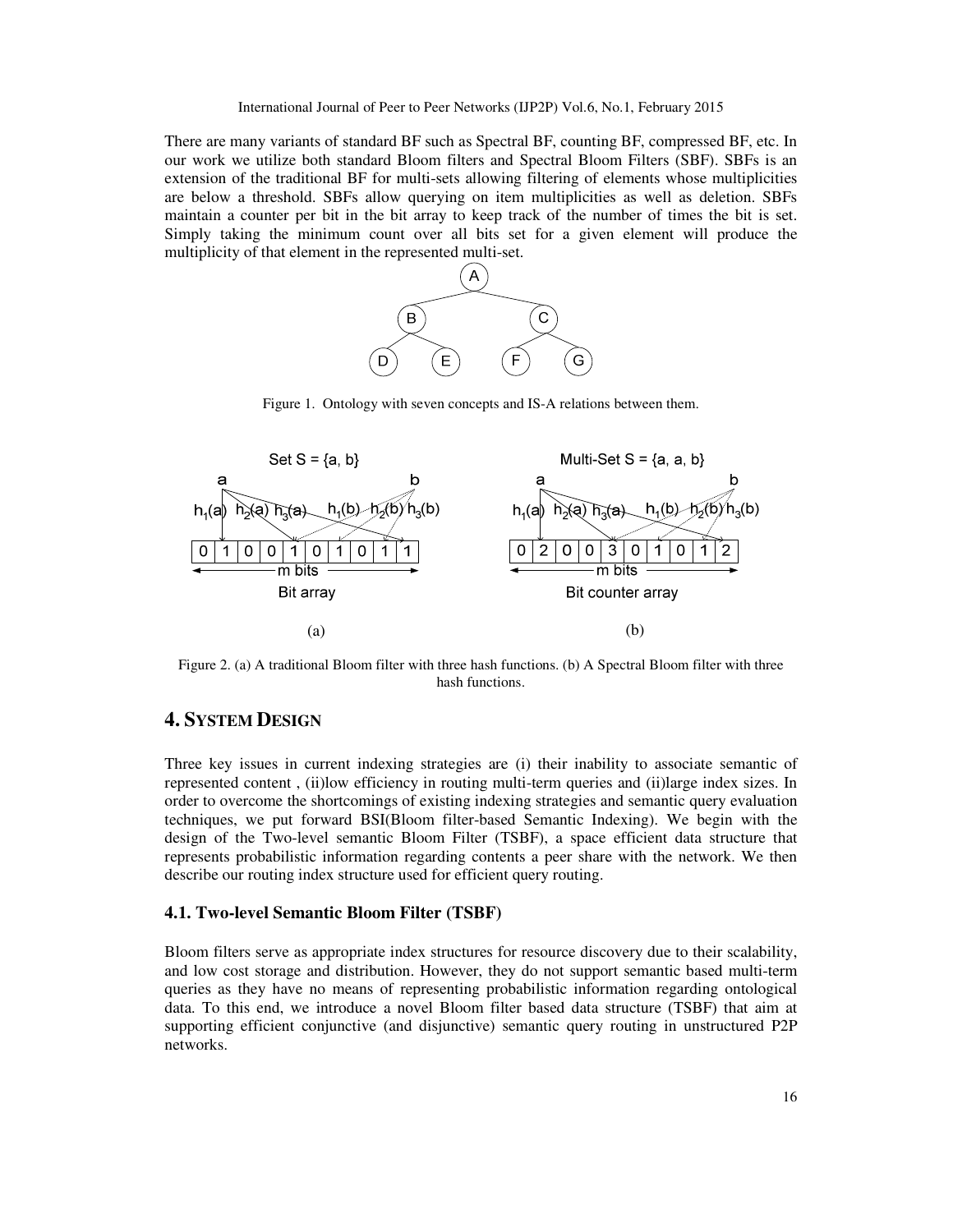There are many variants of standard BF such as Spectral BF, counting BF, compressed BF, etc. In our work we utilize both standard Bloom filters and Spectral Bloom Filters (SBF). SBFs is an extension of the traditional BF for multi-sets allowing filtering of elements whose multiplicities are below a threshold. SBFs allow querying on item multiplicities as well as deletion. SBFs maintain a counter per bit in the bit array to keep track of the number of times the bit is set. Simply taking the minimum count over all bits set for a given element will produce the multiplicity of that element in the represented multi-set.

Figure 1. Ontology with seven concepts and IS-A relations between them.

Figure 2. (a) A traditional Bloom filter with three hash functions. (b) A Spectral Bloom filter with three hash functions.

## 4. SYSTEM DESIGN

Three key issues in current indexing strategies are (i) their inability to associate semantic of represented content , (ii)low efficiency in routing multi-term queries and (ii)large index sizes. In order to overcome the shortcomings of existing indexing strategies and semantic query evaluation techniques, we put forward BSI(Bloom filter-based Semantic Indexing). We begin with the design of the Two-level semantic Bloom Filter (TSBF), a space efficient data structure that represents probabilistic information regarding contents a peer share with the network. We then describe our routing index structure used for efficient query routing.

### 4.1. Two-level Semantic Bloom Filter (TSBF)

Bloom filters serve as appropriate index structures for resource discovery due to their scalability, and low cost storage and distribution. However, they do not support semantic based multi-term queries as they have no means of representing probabilistic information regarding ontological data. To this end, we introduce a novel Bloom filter based data structure (TSBF) that aim at supporting efficient conjunctive (and disjunctive) semantic query routing in unstructured P2P networks.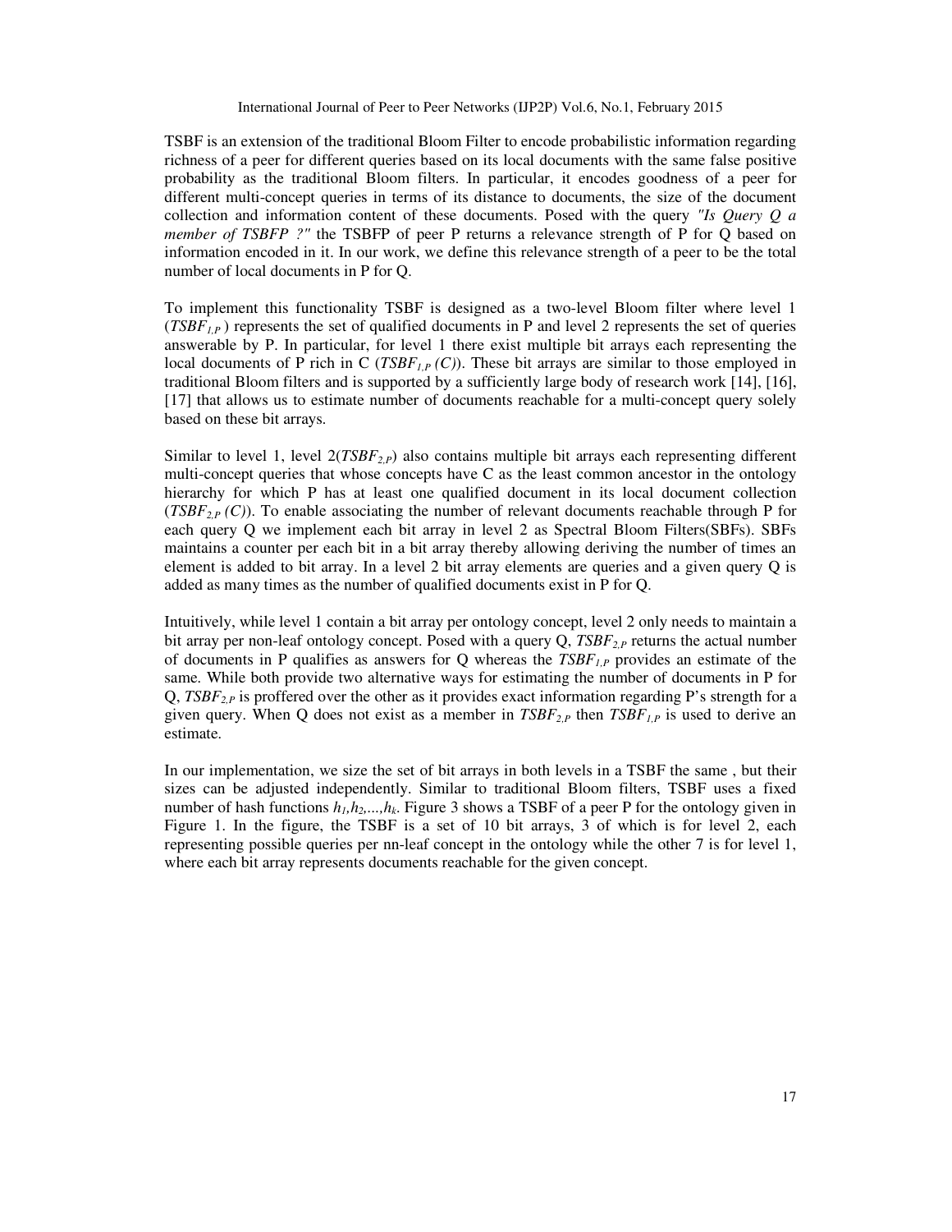TSBF is an extension of the traditional Bloom Filter to encode probabilistic information regarding richness of a peer for different queries based on its local documents with the same false positive probability as the traditional Bloom filters. In particular, it encodes goodness of a peer for different multi-concept queries in terms of its distance to documents, the size of the document collection and information content of these documents. Posed with the query *"Is Query Q a member of TSBFP ?"* the TSBFP of peer P returns a relevance strength of P for Q based on information encoded in it. In our work, we define this relevance strength of a peer to be the total number of local documents in P for Q.

To implement this functionality TSBF is designed as a two-level Bloom filter where level 1 ($TSBF_{1,P}$ ) represents the set of qualified documents in P and level 2 represents the set of queries answerable by P. In particular, for level 1 there exist multiple bit arrays each representing the local documents of P rich in C ($TSBF_{1,P}(C)$). These bit arrays are similar to those employed in traditional Bloom filters and is supported by a sufficiently large body of research work [14], [16], [17] that allows us to estimate number of documents reachable for a multi-concept query solely based on these bit arrays.

Similar to level 1, level 2($TSBF_{2,P}$) also contains multiple bit arrays each representing different multi-concept queries that whose concepts have C as the least common ancestor in the ontology hierarchy for which P has at least one qualified document in its local document collection ($TSBF_{2,P}(C)$). To enable associating the number of relevant documents reachable through P for each query Q we implement each bit array in level 2 as Spectral Bloom Filters(SBFs). SBFs maintains a counter per each bit in a bit array thereby allowing deriving the number of times an element is added to bit array. In a level 2 bit array elements are queries and a given query Q is added as many times as the number of qualified documents exist in P for Q.

Intuitively, while level 1 contain a bit array per ontology concept, level 2 only needs to maintain a bit array per non-leaf ontology concept. Posed with a query Q, $TSBF_{2,P}$ returns the actual number of documents in P qualifies as answers for Q whereas the $TSBF_{1,P}$ provides an estimate of the same. While both provide two alternative ways for estimating the number of documents in P for Q, $TSBF_{2,P}$ is proffered over the other as it provides exact information regarding P's strength for a given query. When Q does not exist as a member in $TSBF_{2,P}$ then $TSBF_{1,P}$ is used to derive an estimate.

In our implementation, we size the set of bit arrays in both levels in a TSBF the same , but their sizes can be adjusted independently. Similar to traditional Bloom filters, TSBF uses a fixed number of hash functions $h_1, h_2, ..., h_k$. Figure 3 shows a TSBF of a peer P for the ontology given in Figure 1. In the figure, the TSBF is a set of 10 bit arrays, 3 of which is for level 2, each representing possible queries per nn-leaf concept in the ontology while the other 7 is for level 1, where each bit array represents documents reachable for the given concept.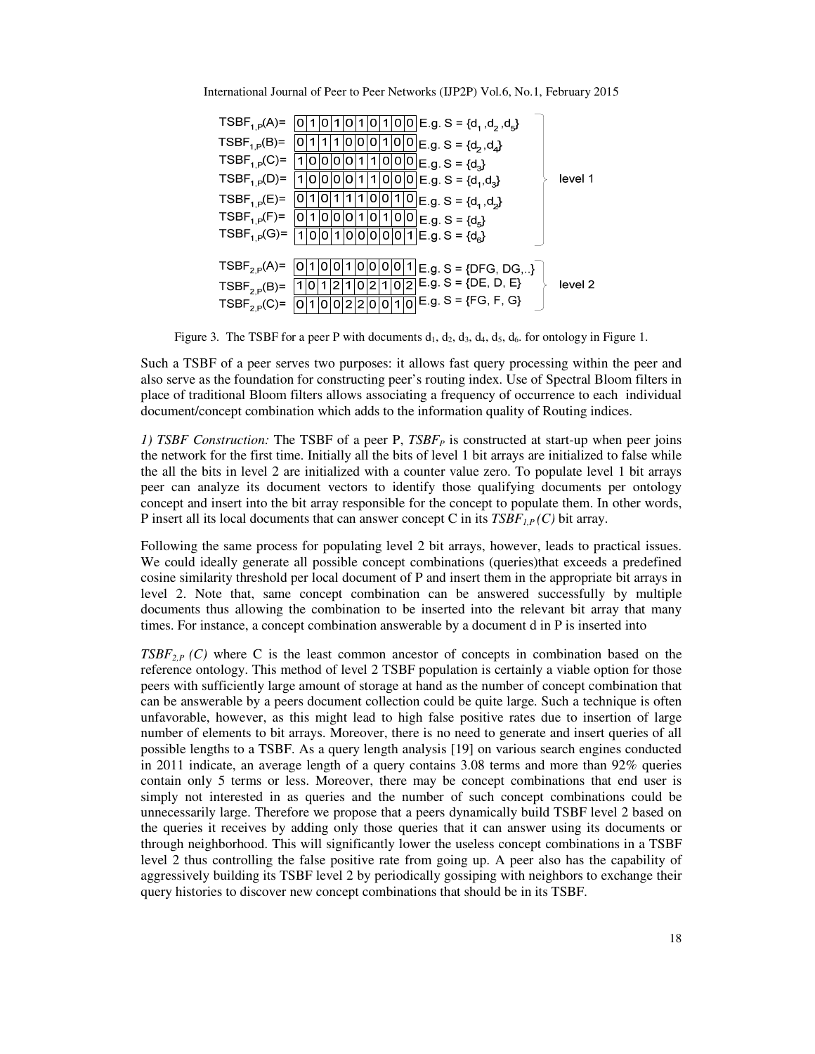| | | | |
|---|---|---|---|
| $TSBF_{1,P}(A)$= | 0 1 0 1 0 1 0 1 0 0 | E.g. S = {$d_1$, $d_2$, $d_5$} | level 1 |
| $TSBF_{1,P}(B)$= | 0 1 1 1 0 0 0 1 0 0 | E.g. S = {$d_2$, $d_4$} | |
| $TSBF_{1,P}(C)$= | 1 0 0 0 0 1 1 0 0 0 | E.g. S = {$d_3$} | |
| $TSBF_{1,P}(D)$= | 1 0 0 0 0 1 1 0 0 0 | E.g. S = {$d_1$, $d_3$} | |
| $TSBF_{1,P}(E)$= | 0 1 0 1 1 1 0 0 1 0 | E.g. S = {$d_1$, $d_2$} | |
| $TSBF_{1,P}(F)$= | 0 1 0 0 0 1 0 1 0 0 | E.g. S = {$d_5$} | |
| $TSBF_{1,P}(G)$= | 1 0 0 1 0 0 0 0 0 1 | E.g. S = {$d_6$} | |
| $TSBF_{2,P}(A)$= | 0 1 0 0 1 0 0 0 0 1 | E.g. S = {DFG, DG,..} | level 2 |
| $TSBF_{2,P}(B)$= | 1 0 1 2 1 0 2 1 0 2 | E.g. S = {DE, D, E} | |
| $TSBF_{2,P}(C)$= | 0 1 0 0 2 2 0 0 1 0 | E.g. S = {FG, F, G} | |

Figure 3. The TSBF for a peer P with documents $d_1$, $d_2$, $d_3$, $d_4$, $d_5$, $d_6$. for ontology in Figure 1.

Such a TSBF of a peer serves two purposes: it allows fast query processing within the peer and also serve as the foundation for constructing peer's routing index. Use of Spectral Bloom filters in place of traditional Bloom filters allows associating a frequency of occurrence to each individual document/concept combination which adds to the information quality of Routing indices.

*1) TSBF Construction:* The TSBF of a peer P, $TSBF_P$ is constructed at start-up when peer joins the network for the first time. Initially all the bits of level 1 bit arrays are initialized to false while the all the bits in level 2 are initialized with a counter value zero. To populate level 1 bit arrays peer can analyze its document vectors to identify those qualifying documents per ontology concept and insert into the bit array responsible for the concept to populate them. In other words, P insert all its local documents that can answer concept C in its $TSBF_{1,P}(C)$ bit array.

Following the same process for populating level 2 bit arrays, however, leads to practical issues. We could ideally generate all possible concept combinations (queries)that exceeds a predefined cosine similarity threshold per local document of P and insert them in the appropriate bit arrays in level 2. Note that, same concept combination can be answered successfully by multiple documents thus allowing the combination to be inserted into the relevant bit array that many times. For instance, a concept combination answerable by a document d in P is inserted into

$TSBF_{2,P}(C)$ where C is the least common ancestor of concepts in combination based on the reference ontology. This method of level 2 TSBF population is certainly a viable option for those peers with sufficiently large amount of storage at hand as the number of concept combination that can be answerable by a peers document collection could be quite large. Such a technique is often unfavorable, however, as this might lead to high false positive rates due to insertion of large number of elements to bit arrays. Moreover, there is no need to generate and insert queries of all possible lengths to a TSBF. As a query length analysis [19] on various search engines conducted in 2011 indicate, an average length of a query contains 3.08 terms and more than 92% queries contain only 5 terms or less. Moreover, there may be concept combinations that end user is simply not interested in as queries and the number of such concept combinations could be unnecessarily large. Therefore we propose that a peers dynamically build TSBF level 2 based on the queries it receives by adding only those queries that it can answer using its documents or through neighborhood. This will significantly lower the useless concept combinations in a TSBF level 2 thus controlling the false positive rate from going up. A peer also has the capability of aggressively building its TSBF level 2 by periodically gossiping with neighbors to exchange their query histories to discover new concept combinations that should be in its TSBF.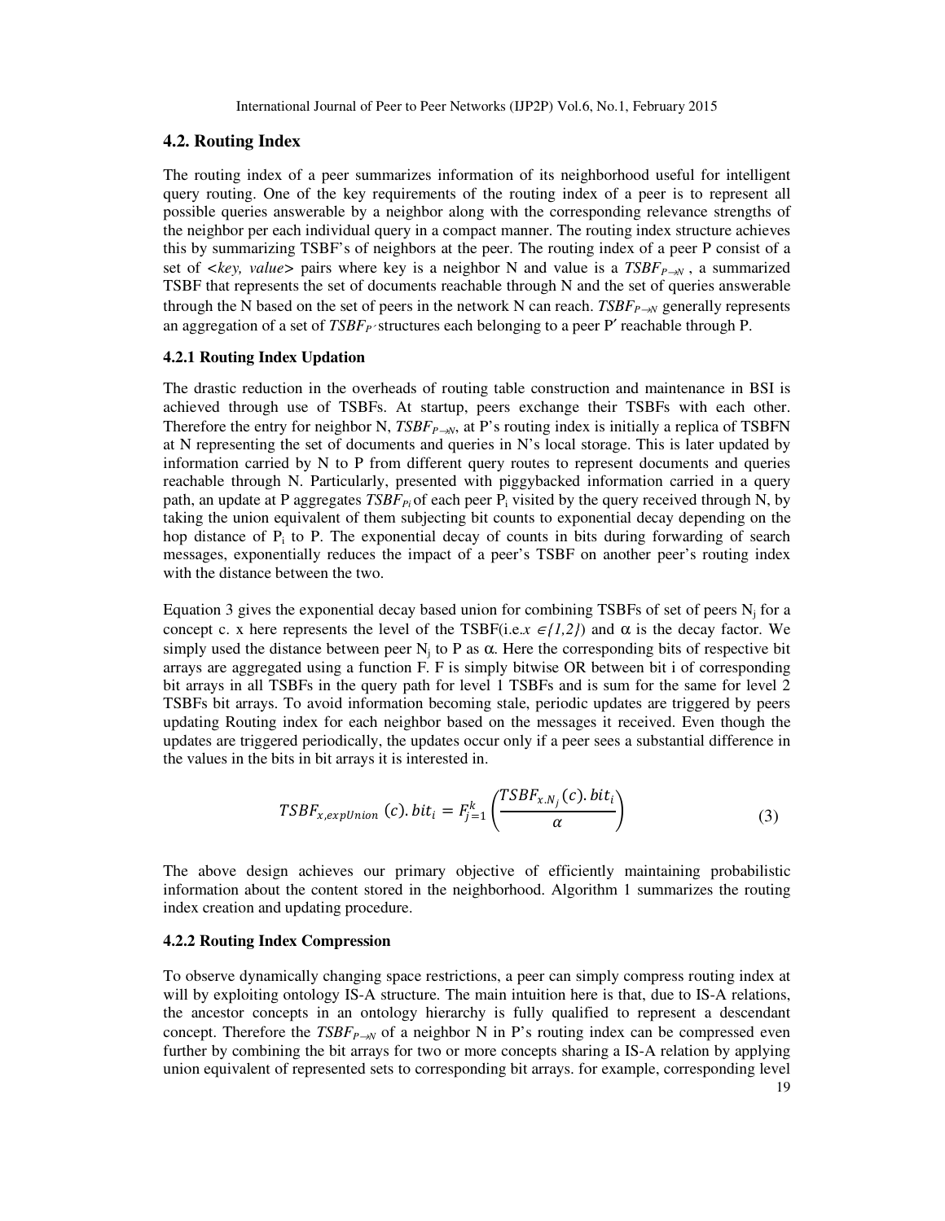### 4.2. Routing Index

The routing index of a peer summarizes information of its neighborhood useful for intelligent query routing. One of the key requirements of the routing index of a peer is to represent all possible queries answerable by a neighbor along with the corresponding relevance strengths of the neighbor per each individual query in a compact manner. The routing index structure achieves this by summarizing TSBF's of neighbors at the peer. The routing index of a peer P consist of a set of <*key, value*> pairs where key is a neighbor N and value is a $TSBF_{P \to N}$ , a summarized TSBF that represents the set of documents reachable through N and the set of queries answerable through the N based on the set of peers in the network N can reach. $TSBF_{P \to N}$ generally represents an aggregation of a set of $TSBF_{P'}$ structures each belonging to a peer P′ reachable through P.

#### 4.2.1 Routing Index Updation

The drastic reduction in the overheads of routing table construction and maintenance in BSI is achieved through use of TSBFs. At startup, peers exchange their TSBFs with each other. Therefore the entry for neighbor N, $TSBF_{P \to N}$, at P's routing index is initially a replica of TSBFN at N representing the set of documents and queries in N's local storage. This is later updated by information carried by N to P from different query routes to represent documents and queries reachable through N. Particularly, presented with piggybacked information carried in a query path, an update at P aggregates $TSBF_{P_i}$ of each peer $P_i$ visited by the query received through N, by taking the union equivalent of them subjecting bit counts to exponential decay depending on the hop distance of $P_i$ to P. The exponential decay of counts in bits during forwarding of search messages, exponentially reduces the impact of a peer's TSBF on another peer's routing index with the distance between the two.

Equation 3 gives the exponential decay based union for combining TSBFs of set of peers $N_j$ for a concept c. x here represents the level of the TSBF(i.e.$x \in \{1,2\}$) and $\alpha$ is the decay factor. We simply used the distance between peer $N_j$ to P as $\alpha$. Here the corresponding bits of respective bit arrays are aggregated using a function F. F is simply bitwise OR between bit i of corresponding bit arrays in all TSBFs in the query path for level 1 TSBFs and is sum for the same for level 2 TSBFs bit arrays. To avoid information becoming stale, periodic updates are triggered by peers updating Routing index for each neighbor based on the messages it received. Even though the updates are triggered periodically, the updates occur only if a peer sees a substantial difference in the values in the bits in bit arrays it is interested in.

$$TSBF_{x,expUnion}\,(c).\,bit_i = F_{j=1}^{k}\left(\frac{TSBF_{x.N_j}(c).\,bit_i}{\alpha}\right) \tag{3}$$

The above design achieves our primary objective of efficiently maintaining probabilistic information about the content stored in the neighborhood. Algorithm 1 summarizes the routing index creation and updating procedure.

#### 4.2.2 Routing Index Compression

To observe dynamically changing space restrictions, a peer can simply compress routing index at will by exploiting ontology IS-A structure. The main intuition here is that, due to IS-A relations, the ancestor concepts in an ontology hierarchy is fully qualified to represent a descendant concept. Therefore the $TSBF_{P \to N}$ of a neighbor N in P's routing index can be compressed even further by combining the bit arrays for two or more concepts sharing a IS-A relation by applying union equivalent of represented sets to corresponding bit arrays. for example, corresponding level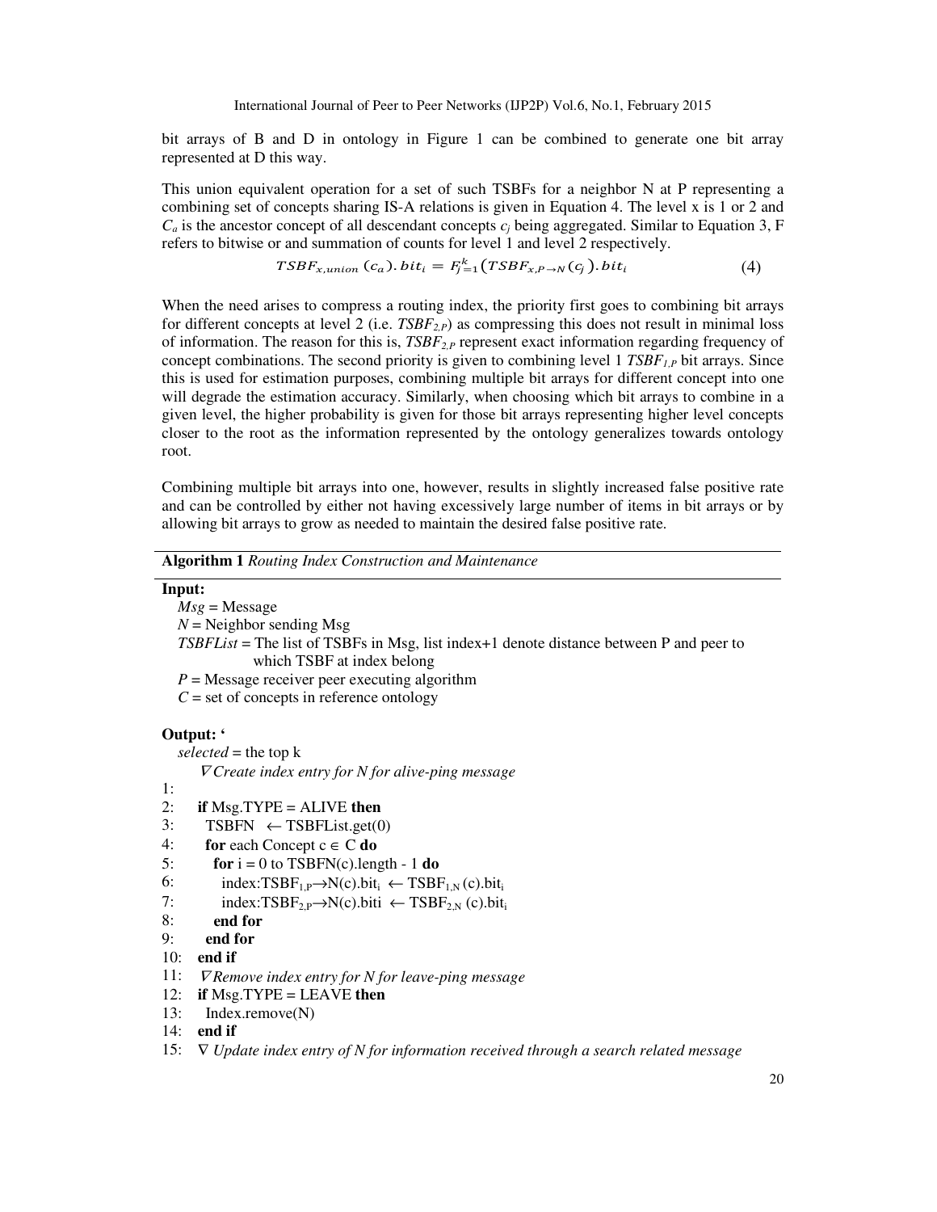bit arrays of B and D in ontology in Figure 1 can be combined to generate one bit array represented at D this way.

This union equivalent operation for a set of such TSBFs for a neighbor N at P representing a combining set of concepts sharing IS-A relations is given in Equation 4. The level x is 1 or 2 and $C_a$ is the ancestor concept of all descendant concepts $c_j$ being aggregated. Similar to Equation 3, F refers to bitwise or and summation of counts for level 1 and level 2 respectively.

$$TSBF_{x,union}(c_a).bit_i = F_{j=1}^{k}\left(TSBF_{x,P\rightarrow N}(c_j).bit_i\right) \quad (4)$$

When the need arises to compress a routing index, the priority first goes to combining bit arrays for different concepts at level 2 (i.e. $TSBF_{2,P}$) as compressing this does not result in minimal loss of information. The reason for this is, $TSBF_{2,P}$ represent exact information regarding frequency of concept combinations. The second priority is given to combining level 1 $TSBF_{1,P}$ bit arrays. Since this is used for estimation purposes, combining multiple bit arrays for different concept into one will degrade the estimation accuracy. Similarly, when choosing which bit arrays to combine in a given level, the higher probability is given for those bit arrays representing higher level concepts closer to the root as the information represented by the ontology generalizes towards ontology root.

Combining multiple bit arrays into one, however, results in slightly increased false positive rate and can be controlled by either not having excessively large number of items in bit arrays or by allowing bit arrays to grow as needed to maintain the desired false positive rate.

**Algorithm 1** *Routing Index Construction and Maintenance*

**Input:**

*Msg* = Message
*N* = Neighbor sending Msg
*TSBFList* = The list of TSBFs in Msg, list index+1 denote distance between P and peer to which TSBF at index belong
*P* = Message receiver peer executing algorithm
*C* = set of concepts in reference ontology

**Output: '**

*selected* = the top k

```
    ∇ Create index entry for N for alive-ping message
1:
2:   if Msg.TYPE = ALIVE then
3:     TSBFN  ← TSBFList.get(0)
4:     for each Concept c ∈ C do
5:       for i = 0 to TSBFN(c).length - 1 do
6:         index:TSBF_{1,P}→N(c).bit_i ← TSBF_{1,N}(c).bit_i
7:         index:TSBF_{2,P}→N(c).biti ← TSBF_{2,N}(c).bit_i
8:       end for
9:     end for
10:  end if
11:  ∇ Remove index entry for N for leave-ping message
12:  if Msg.TYPE = LEAVE then
13:    Index.remove(N)
14:  end if
15:  ∇ Update index entry of N for information received through a search related message
```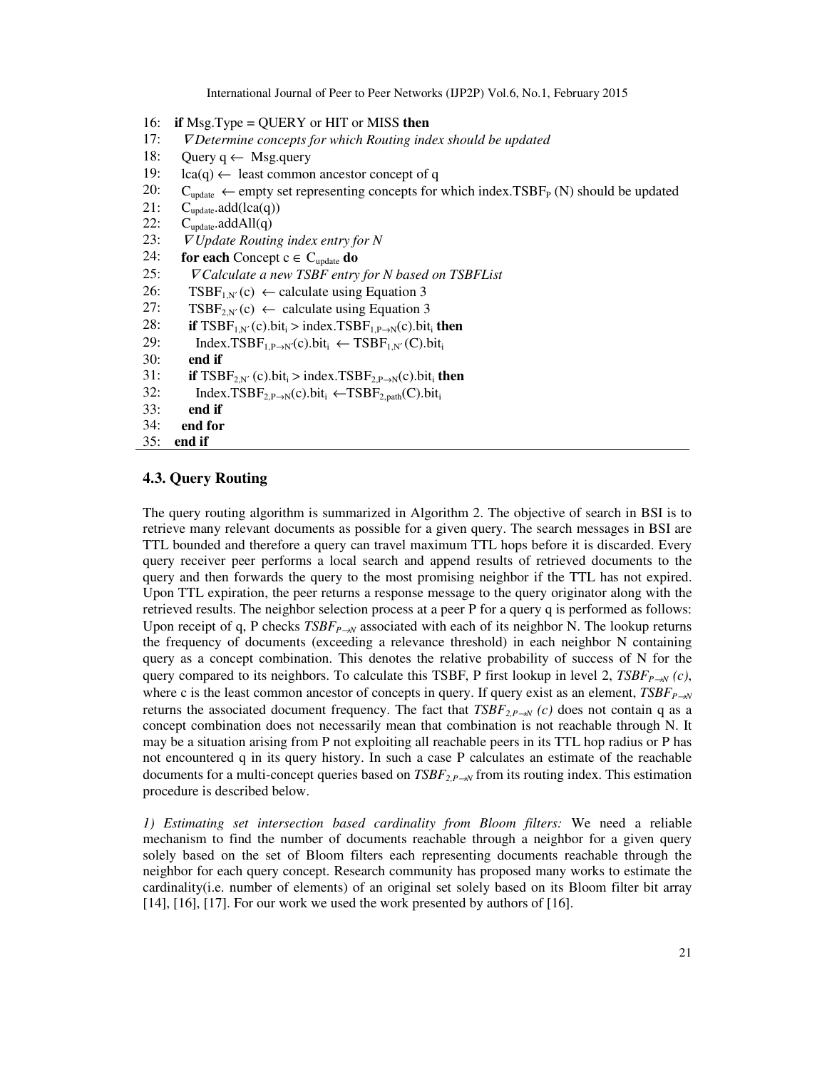```
16:  if Msg.Type = QUERY or HIT or MISS then
17:    ∇Determine concepts for which Routing index should be updated
18:    Query q ← Msg.query
19:    lca(q) ← least common ancestor concept of q
20:    C_update ← empty set representing concepts for which index.TSBF_P (N) should be updated
21:    C_update.add(lca(q))
22:    C_update.addAll(q)
23:    ∇Update Routing index entry for N
24:    for each Concept c ∈ C_update do
25:      ∇Calculate a new TSBF entry for N based on TSBFList
26:      TSBF_1,N′ (c) ← calculate using Equation 3
27:      TSBF_2,N′ (c) ← calculate using Equation 3
28:      if TSBF_1,N′ (c).bit_i > index.TSBF_1,P→N(c).bit_i then
29:        Index.TSBF_1,P→N′(c).bit_i ← TSBF_1,N′ (C).bit_i
30:      end if
31:      if TSBF_2,N′ (c).bit_i > index.TSBF_2,P→N(c).bit_i then
32:        Index.TSBF_2,P→N(c).bit_i ←TSBF_2,path(C).bit_i
33:      end if
34:    end for
35:  end if
```

### 4.3. Query Routing

The query routing algorithm is summarized in Algorithm 2. The objective of search in BSI is to retrieve many relevant documents as possible for a given query. The search messages in BSI are TTL bounded and therefore a query can travel maximum TTL hops before it is discarded. Every query receiver peer performs a local search and append results of retrieved documents to the query and then forwards the query to the most promising neighbor if the TTL has not expired. Upon TTL expiration, the peer returns a response message to the query originator along with the retrieved results. The neighbor selection process at a peer P for a query q is performed as follows: Upon receipt of q, P checks $TSBF_{P \rightarrow N}$ associated with each of its neighbor N. The lookup returns the frequency of documents (exceeding a relevance threshold) in each neighbor N containing query as a concept combination. This denotes the relative probability of success of N for the query compared to its neighbors. To calculate this TSBF, P first lookup in level 2, $TSBF_{P \rightarrow N}(c)$, where c is the least common ancestor of concepts in query. If query exist as an element, $TSBF_{P \rightarrow N}$ returns the associated document frequency. The fact that $TSBF_{2,P \rightarrow N}(c)$ does not contain q as a concept combination does not necessarily mean that combination is not reachable through N. It may be a situation arising from P not exploiting all reachable peers in its TTL hop radius or P has not encountered q in its query history. In such a case P calculates an estimate of the reachable documents for a multi-concept queries based on $TSBF_{2,P \rightarrow N}$ from its routing index. This estimation procedure is described below.

*1) Estimating set intersection based cardinality from Bloom filters:* We need a reliable mechanism to find the number of documents reachable through a neighbor for a given query solely based on the set of Bloom filters each representing documents reachable through the neighbor for each query concept. Research community has proposed many works to estimate the cardinality(i.e. number of elements) of an original set solely based on its Bloom filter bit array [14], [16], [17]. For our work we used the work presented by authors of [16].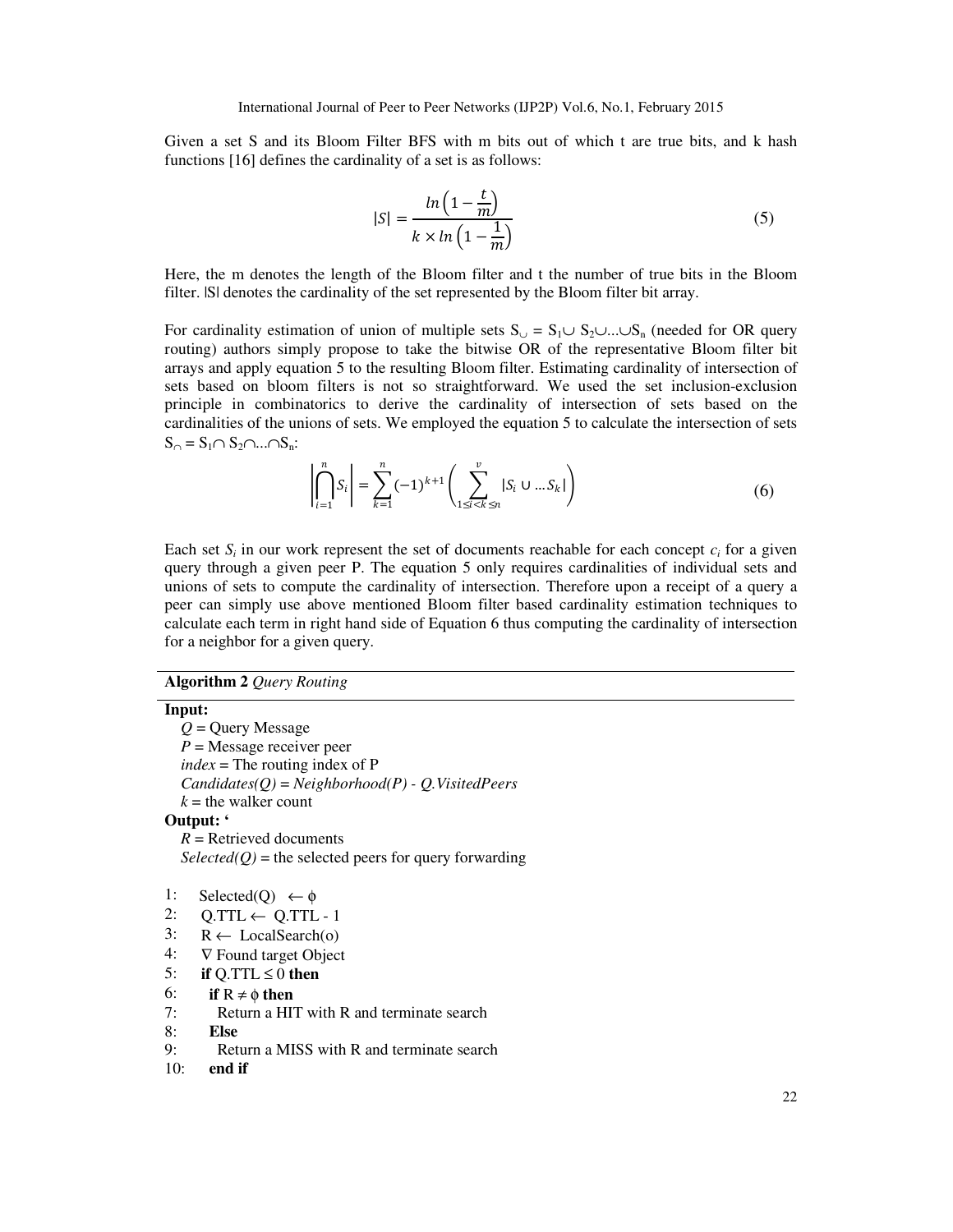Given a set S and its Bloom Filter BFS with m bits out of which t are true bits, and k hash functions [16] defines the cardinality of a set is as follows:

$$|S| = \frac{ln\left(1 - \frac{t}{m}\right)}{k \times ln\left(1 - \frac{1}{m}\right)} \quad (5)$$

Here, the m denotes the length of the Bloom filter and t the number of true bits in the Bloom filter. |S| denotes the cardinality of the set represented by the Bloom filter bit array.

For cardinality estimation of union of multiple sets $S_{\cup} = S_1 \cup S_2 \cup ... \cup S_n$ (needed for OR query routing) authors simply propose to take the bitwise OR of the representative Bloom filter bit arrays and apply equation 5 to the resulting Bloom filter. Estimating cardinality of intersection of sets based on bloom filters is not so straightforward. We used the set inclusion-exclusion principle in combinatorics to derive the cardinality of intersection of sets based on the cardinalities of the unions of sets. We employed the equation 5 to calculate the intersection of sets $S_{\cap} = S_1 \cap S_2 \cap ... \cap S_n$:

$$\left|\bigcap_{i=1}^{n} S_i\right| = \sum_{k=1}^{n} (-1)^{k+1} \left( \sum_{1 \leq i < k \leq n}^{v} |S_i \cup ... S_k| \right) \quad (6)$$

Each set $S_i$ in our work represent the set of documents reachable for each concept $c_i$ for a given query through a given peer P. The equation 5 only requires cardinalities of individual sets and unions of sets to compute the cardinality of intersection. Therefore upon a receipt of a query a peer can simply use above mentioned Bloom filter based cardinality estimation techniques to calculate each term in right hand side of Equation 6 thus computing the cardinality of intersection for a neighbor for a given query.

**Algorithm 2** *Query Routing*

**Input:**
*Q* = Query Message
*P* = Message receiver peer
*index* = The routing index of P
*Candidates(Q) = Neighborhood(P) - Q.VisitedPeers*
*k* = the walker count

**Output:** '
*R* = Retrieved documents
*Selected(Q)* = the selected peers for query forwarding

```
1:   Selected(Q) ← ϕ
2:   Q.TTL ← Q.TTL - 1
3:   R ← LocalSearch(o)
4:   ∇ Found target Object
5:   if Q.TTL ≤ 0 then
6:     if R ≠ ϕ then
7:       Return a HIT with R and terminate search
8:     Else
9:       Return a MISS with R and terminate search
10:    end if
```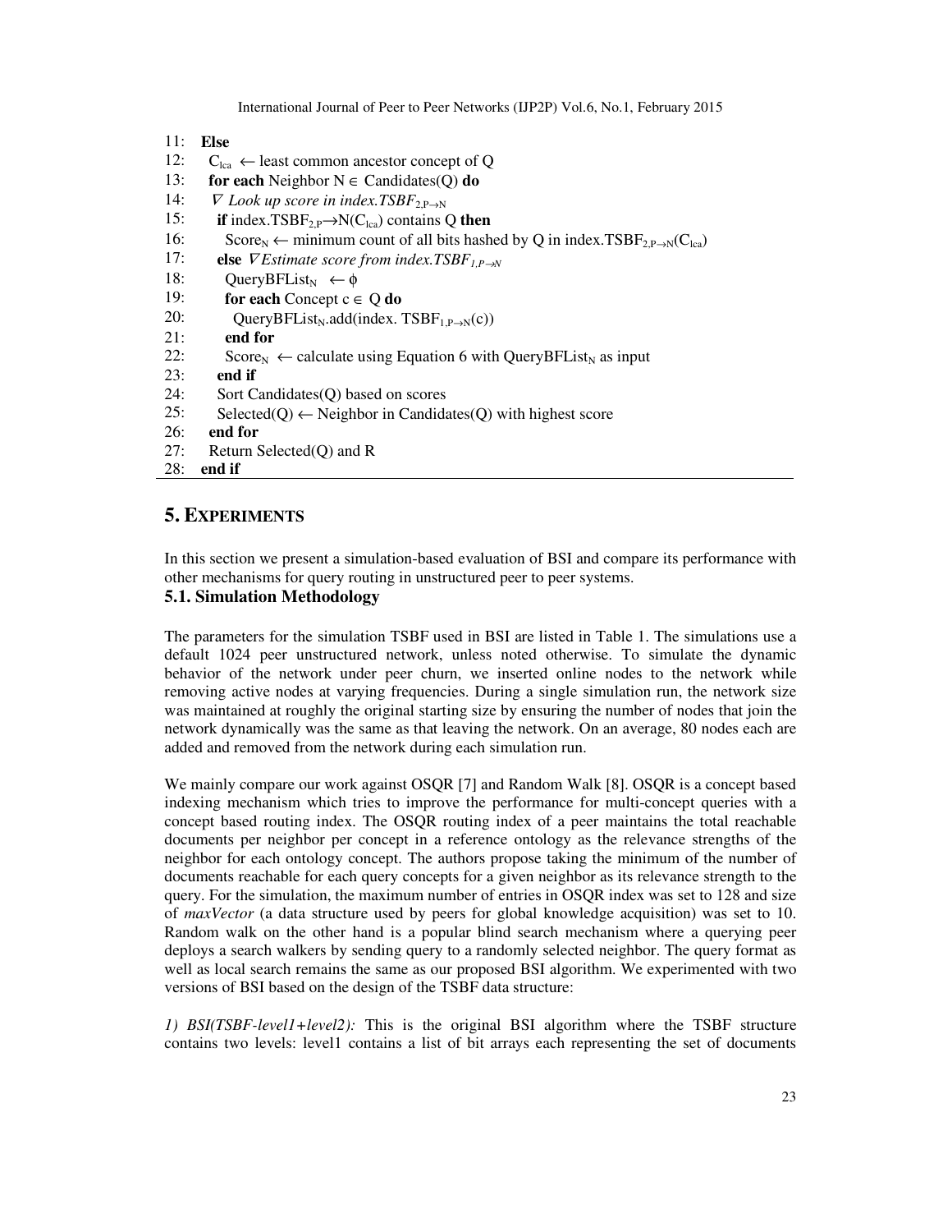```
11:  Else
12:    C_lca ← least common ancestor concept of Q
13:    for each Neighbor N ∈ Candidates(Q) do
14:      ∇ Look up score in index.TSBF_{2,P→N}
15:      if index.TSBF_{2,P}→N(C_lca) contains Q then
16:        Score_N ← minimum count of all bits hashed by Q in index.TSBF_{2,P→N}(C_lca)
17:      else ∇ Estimate score from index.TSBF_{1,P→N}
18:        QueryBFList_N ← ϕ
19:        for each Concept c ∈ Q do
20:          QueryBFList_N.add(index. TSBF_{1,P→N}(c))
21:        end for
22:        Score_N ← calculate using Equation 6 with QueryBFList_N as input
23:      end if
24:      Sort Candidates(Q) based on scores
25:      Selected(Q) ← Neighbor in Candidates(Q) with highest score
26:    end for
27:    Return Selected(Q) and R
28:  end if
```

## 5. EXPERIMENTS

In this section we present a simulation-based evaluation of BSI and compare its performance with other mechanisms for query routing in unstructured peer to peer systems.

### 5.1. Simulation Methodology

The parameters for the simulation TSBF used in BSI are listed in Table 1. The simulations use a default 1024 peer unstructured network, unless noted otherwise. To simulate the dynamic behavior of the network under peer churn, we inserted online nodes to the network while removing active nodes at varying frequencies. During a single simulation run, the network size was maintained at roughly the original starting size by ensuring the number of nodes that join the network dynamically was the same as that leaving the network. On an average, 80 nodes each are added and removed from the network during each simulation run.

We mainly compare our work against OSQR [7] and Random Walk [8]. OSQR is a concept based indexing mechanism which tries to improve the performance for multi-concept queries with a concept based routing index. The OSQR routing index of a peer maintains the total reachable documents per neighbor per concept in a reference ontology as the relevance strengths of the neighbor for each ontology concept. The authors propose taking the minimum of the number of documents reachable for each query concepts for a given neighbor as its relevance strength to the query. For the simulation, the maximum number of entries in OSQR index was set to 128 and size of *maxVector* (a data structure used by peers for global knowledge acquisition) was set to 10. Random walk on the other hand is a popular blind search mechanism where a querying peer deploys a search walkers by sending query to a randomly selected neighbor. The query format as well as local search remains the same as our proposed BSI algorithm. We experimented with two versions of BSI based on the design of the TSBF data structure:

*1) BSI(TSBF-level1+level2):* This is the original BSI algorithm where the TSBF structure contains two levels: level1 contains a list of bit arrays each representing the set of documents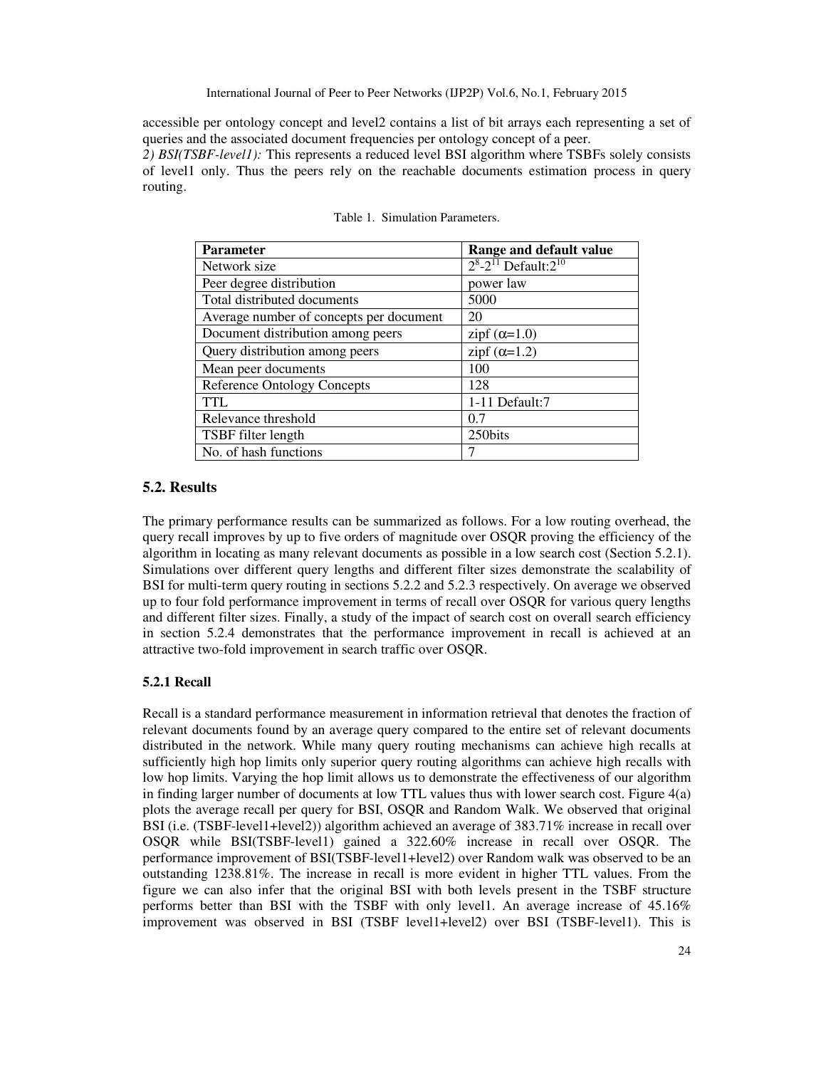accessible per ontology concept and level2 contains a list of bit arrays each representing a set of queries and the associated document frequencies per ontology concept of a peer.

*2) BSI(TSBF-level1):* This represents a reduced level BSI algorithm where TSBFs solely consists of level1 only. Thus the peers rely on the reachable documents estimation process in query routing.

Table 1. Simulation Parameters.

| Parameter | Range and default value |
|---|---|
| Network size | $2^8$-$2^{11}$ Default:$2^{10}$ |
| Peer degree distribution | power law |
| Total distributed documents | 5000 |
| Average number of concepts per document | 20 |
| Document distribution among peers | zipf ($\alpha$=1.0) |
| Query distribution among peers | zipf ($\alpha$=1.2) |
| Mean peer documents | 100 |
| Reference Ontology Concepts | 128 |
| TTL | 1-11 Default:7 |
| Relevance threshold | 0.7 |
| TSBF filter length | 250bits |
| No. of hash functions | 7 |

### 5.2. Results

The primary performance results can be summarized as follows. For a low routing overhead, the query recall improves by up to five orders of magnitude over OSQR proving the efficiency of the algorithm in locating as many relevant documents as possible in a low search cost (Section 5.2.1). Simulations over different query lengths and different filter sizes demonstrate the scalability of BSI for multi-term query routing in sections 5.2.2 and 5.2.3 respectively. On average we observed up to four fold performance improvement in terms of recall over OSQR for various query lengths and different filter sizes. Finally, a study of the impact of search cost on overall search efficiency in section 5.2.4 demonstrates that the performance improvement in recall is achieved at an attractive two-fold improvement in search traffic over OSQR.

#### 5.2.1 Recall

Recall is a standard performance measurement in information retrieval that denotes the fraction of relevant documents found by an average query compared to the entire set of relevant documents distributed in the network. While many query routing mechanisms can achieve high recalls at sufficiently high hop limits only superior query routing algorithms can achieve high recalls with low hop limits. Varying the hop limit allows us to demonstrate the effectiveness of our algorithm in finding larger number of documents at low TTL values thus with lower search cost. Figure 4(a) plots the average recall per query for BSI, OSQR and Random Walk. We observed that original BSI (i.e. (TSBF-level1+level2)) algorithm achieved an average of 383.71% increase in recall over OSQR while BSI(TSBF-level1) gained a 322.60% increase in recall over OSQR. The performance improvement of BSI(TSBF-level1+level2) over Random walk was observed to be an outstanding 1238.81%. The increase in recall is more evident in higher TTL values. From the figure we can also infer that the original BSI with both levels present in the TSBF structure performs better than BSI with the TSBF with only level1. An average increase of 45.16% improvement was observed in BSI (TSBF level1+level2) over BSI (TSBF-level1). This is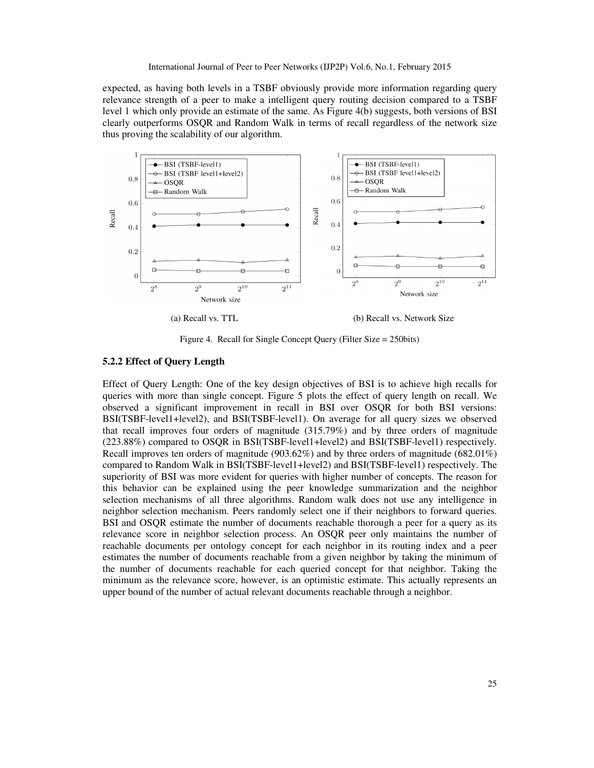expected, as having both levels in a TSBF obviously provide more information regarding query relevance strength of a peer to make a intelligent query routing decision compared to a TSBF level 1 which only provide an estimate of the same. As Figure 4(b) suggests, both versions of BSI clearly outperforms OSQR and Random Walk in terms of recall regardless of the network size thus proving the scalability of our algorithm.

(a) Recall vs. TTL

(b) Recall vs. Network Size

Figure 4. Recall for Single Concept Query (Filter Size = 250bits)

### 5.2.2 Effect of Query Length

Effect of Query Length: One of the key design objectives of BSI is to achieve high recalls for queries with more than single concept. Figure 5 plots the effect of query length on recall. We observed a significant improvement in recall in BSI over OSQR for both BSI versions: BSI(TSBF-level1+level2), and BSI(TSBF-level1). On average for all query sizes we observed that recall improves four orders of magnitude (315.79%) and by three orders of magnitude (223.88%) compared to OSQR in BSI(TSBF-level1+level2) and BSI(TSBF-level1) respectively. Recall improves ten orders of magnitude (903.62%) and by three orders of magnitude (682.01%) compared to Random Walk in BSI(TSBF-level1+level2) and BSI(TSBF-level1) respectively. The superiority of BSI was more evident for queries with higher number of concepts. The reason for this behavior can be explained using the peer knowledge summarization and the neighbor selection mechanisms of all three algorithms. Random walk does not use any intelligence in neighbor selection mechanism. Peers randomly select one if their neighbors to forward queries. BSI and OSQR estimate the number of documents reachable thorough a peer for a query as its relevance score in neighbor selection process. An OSQR peer only maintains the number of reachable documents per ontology concept for each neighbor in its routing index and a peer estimates the number of documents reachable from a given neighbor by taking the minimum of the number of documents reachable for each queried concept for that neighbor. Taking the minimum as the relevance score, however, is an optimistic estimate. This actually represents an upper bound of the number of actual relevant documents reachable through a neighbor.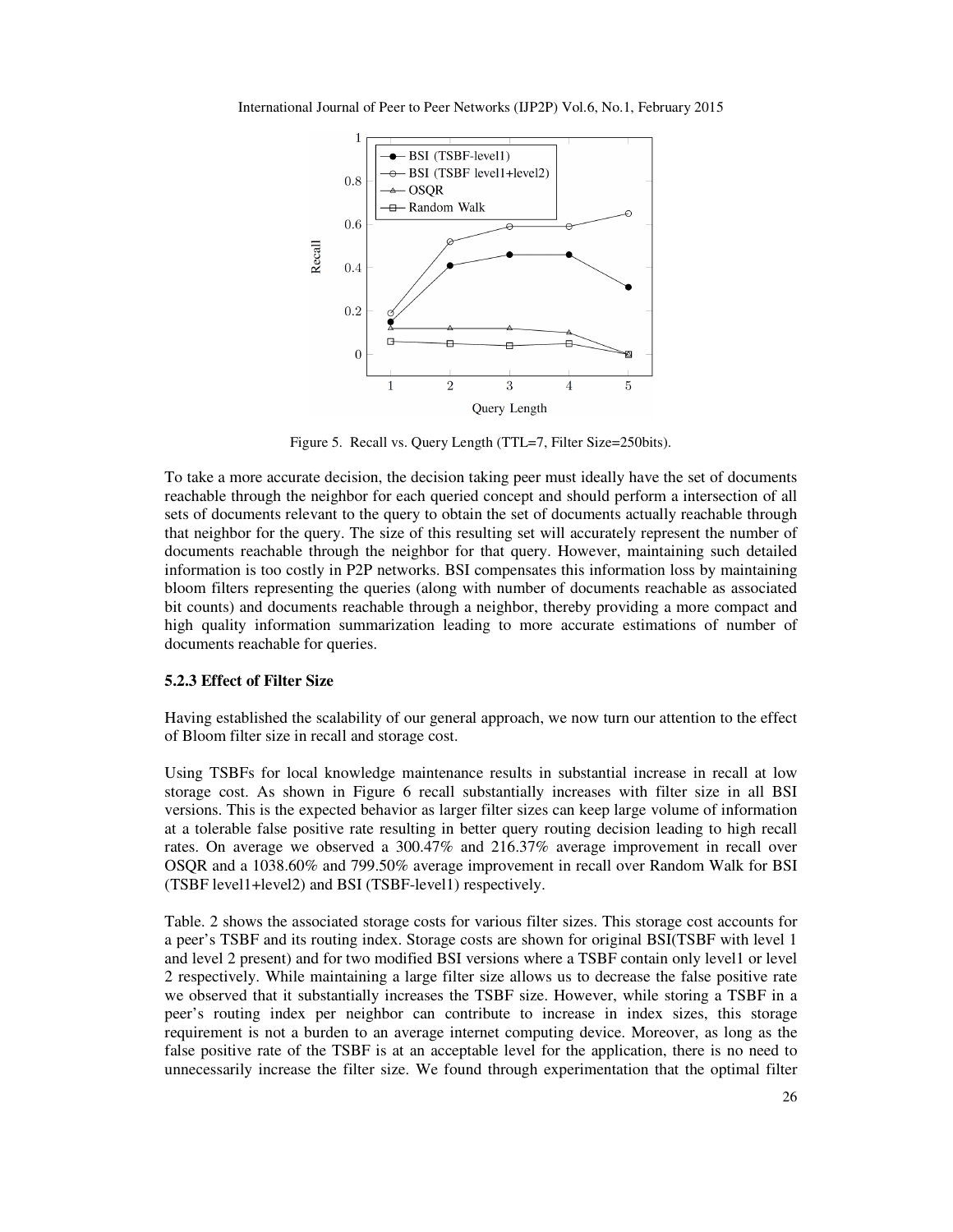Figure 5. Recall vs. Query Length (TTL=7, Filter Size=250bits).

To take a more accurate decision, the decision taking peer must ideally have the set of documents reachable through the neighbor for each queried concept and should perform a intersection of all sets of documents relevant to the query to obtain the set of documents actually reachable through that neighbor for the query. The size of this resulting set will accurately represent the number of documents reachable through the neighbor for that query. However, maintaining such detailed information is too costly in P2P networks. BSI compensates this information loss by maintaining bloom filters representing the queries (along with number of documents reachable as associated bit counts) and documents reachable through a neighbor, thereby providing a more compact and high quality information summarization leading to more accurate estimations of number of documents reachable for queries.

### 5.2.3 Effect of Filter Size

Having established the scalability of our general approach, we now turn our attention to the effect of Bloom filter size in recall and storage cost.

Using TSBFs for local knowledge maintenance results in substantial increase in recall at low storage cost. As shown in Figure 6 recall substantially increases with filter size in all BSI versions. This is the expected behavior as larger filter sizes can keep large volume of information at a tolerable false positive rate resulting in better query routing decision leading to high recall rates. On average we observed a 300.47% and 216.37% average improvement in recall over OSQR and a 1038.60% and 799.50% average improvement in recall over Random Walk for BSI (TSBF level1+level2) and BSI (TSBF-level1) respectively.

Table. 2 shows the associated storage costs for various filter sizes. This storage cost accounts for a peer's TSBF and its routing index. Storage costs are shown for original BSI(TSBF with level 1 and level 2 present) and for two modified BSI versions where a TSBF contain only level1 or level 2 respectively. While maintaining a large filter size allows us to decrease the false positive rate we observed that it substantially increases the TSBF size. However, while storing a TSBF in a peer's routing index per neighbor can contribute to increase in index sizes, this storage requirement is not a burden to an average internet computing device. Moreover, as long as the false positive rate of the TSBF is at an acceptable level for the application, there is no need to unnecessarily increase the filter size. We found through experimentation that the optimal filter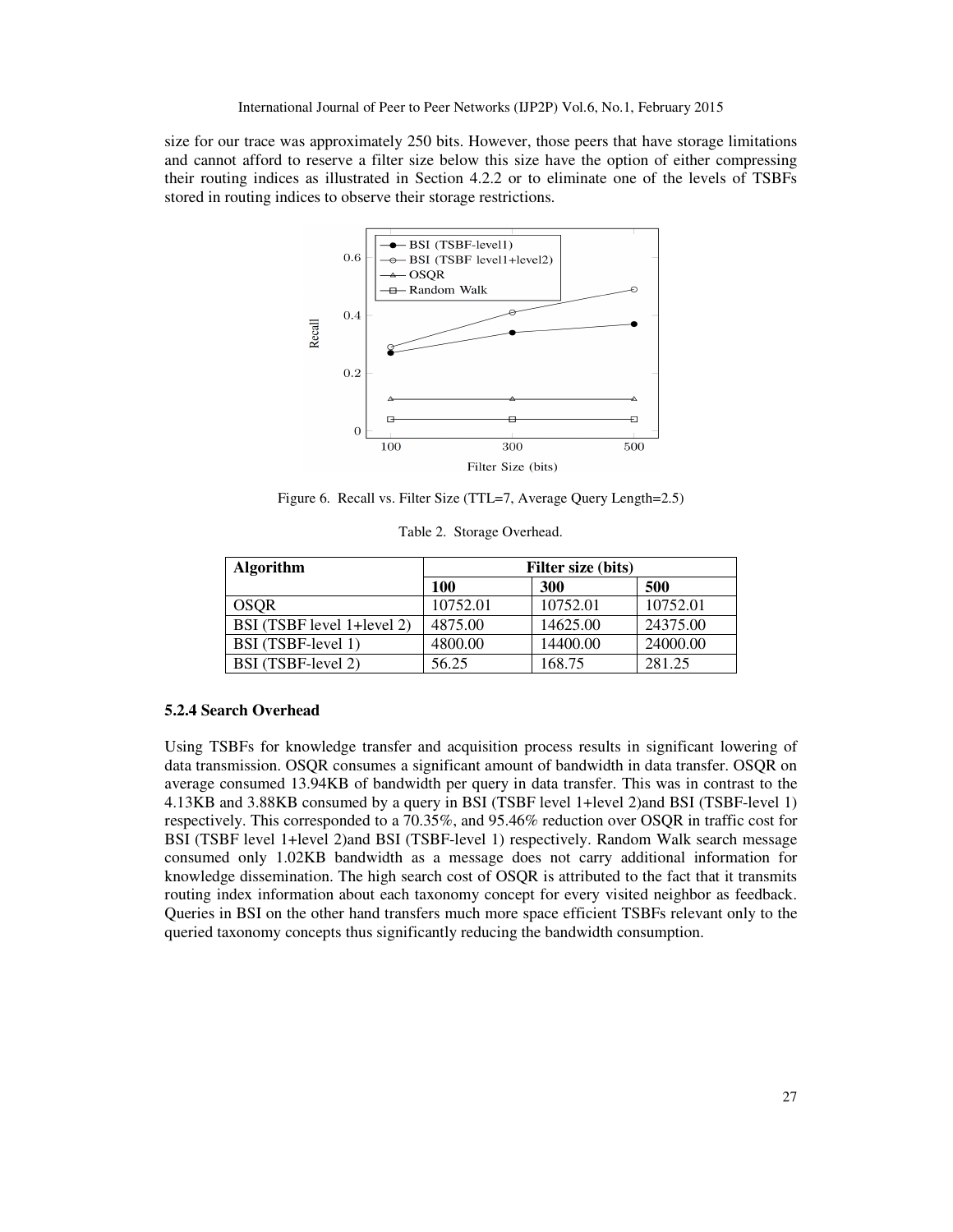size for our trace was approximately 250 bits. However, those peers that have storage limitations and cannot afford to reserve a filter size below this size have the option of either compressing their routing indices as illustrated in Section 4.2.2 or to eliminate one of the levels of TSBFs stored in routing indices to observe their storage restrictions.

Figure 6. Recall vs. Filter Size (TTL=7, Average Query Length=2.5)

Table 2. Storage Overhead.

| Algorithm | Filter size (bits) | | |
|---|---|---|---|
| | **100** | **300** | **500** |
| OSQR | 10752.01 | 10752.01 | 10752.01 |
| BSI (TSBF level 1+level 2) | 4875.00 | 14625.00 | 24375.00 |
| BSI (TSBF-level 1) | 4800.00 | 14400.00 | 24000.00 |
| BSI (TSBF-level 2) | 56.25 | 168.75 | 281.25 |

#### 5.2.4 Search Overhead

Using TSBFs for knowledge transfer and acquisition process results in significant lowering of data transmission. OSQR consumes a significant amount of bandwidth in data transfer. OSQR on average consumed 13.94KB of bandwidth per query in data transfer. This was in contrast to the 4.13KB and 3.88KB consumed by a query in BSI (TSBF level 1+level 2)and BSI (TSBF-level 1) respectively. This corresponded to a 70.35%, and 95.46% reduction over OSQR in traffic cost for BSI (TSBF level 1+level 2)and BSI (TSBF-level 1) respectively. Random Walk search message consumed only 1.02KB bandwidth as a message does not carry additional information for knowledge dissemination. The high search cost of OSQR is attributed to the fact that it transmits routing index information about each taxonomy concept for every visited neighbor as feedback. Queries in BSI on the other hand transfers much more space efficient TSBFs relevant only to the queried taxonomy concepts thus significantly reducing the bandwidth consumption.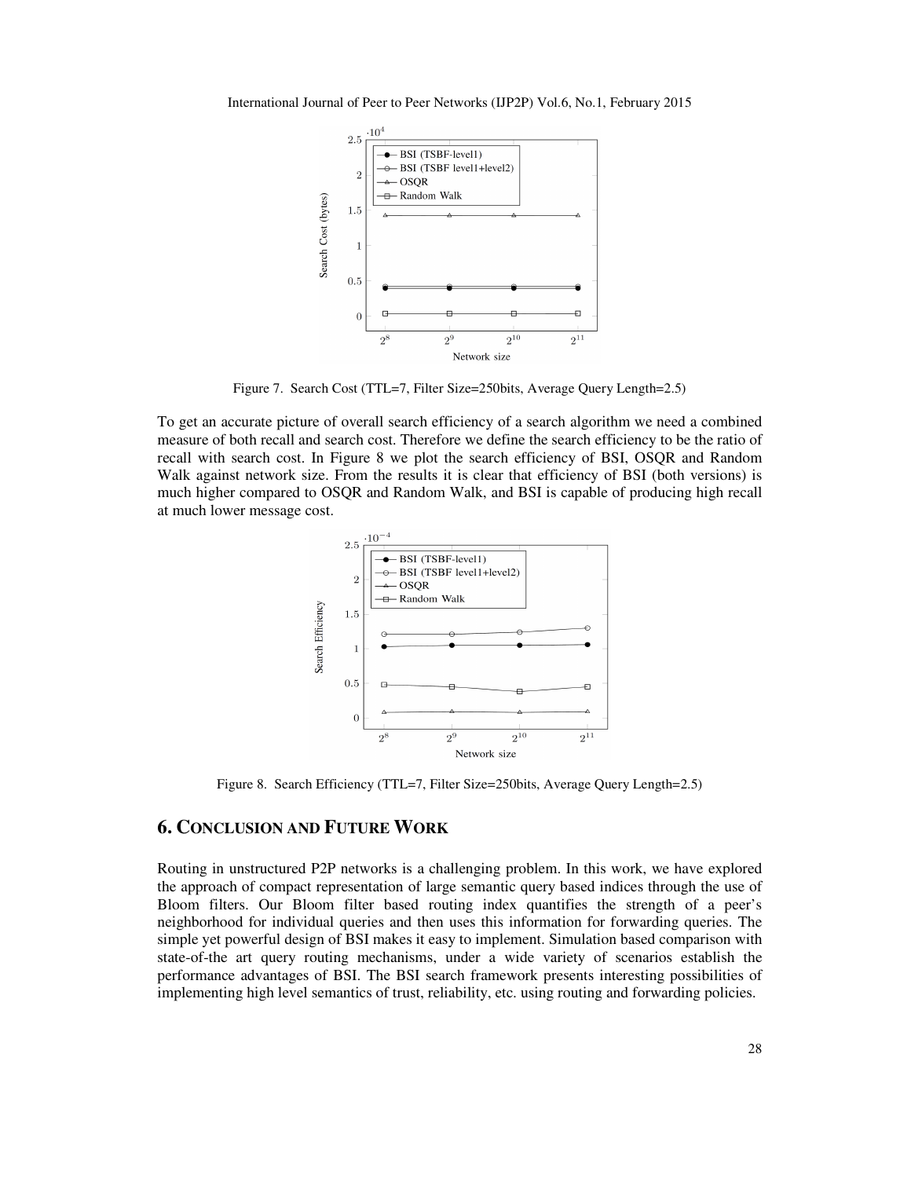Figure 7. Search Cost (TTL=7, Filter Size=250bits, Average Query Length=2.5)

To get an accurate picture of overall search efficiency of a search algorithm we need a combined measure of both recall and search cost. Therefore we define the search efficiency to be the ratio of recall with search cost. In Figure 8 we plot the search efficiency of BSI, OSQR and Random Walk against network size. From the results it is clear that efficiency of BSI (both versions) is much higher compared to OSQR and Random Walk, and BSI is capable of producing high recall at much lower message cost.

Figure 8. Search Efficiency (TTL=7, Filter Size=250bits, Average Query Length=2.5)

## 6. CONCLUSION AND FUTURE WORK

Routing in unstructured P2P networks is a challenging problem. In this work, we have explored the approach of compact representation of large semantic query based indices through the use of Bloom filters. Our Bloom filter based routing index quantifies the strength of a peer's neighborhood for individual queries and then uses this information for forwarding queries. The simple yet powerful design of BSI makes it easy to implement. Simulation based comparison with state-of-the art query routing mechanisms, under a wide variety of scenarios establish the performance advantages of BSI. The BSI search framework presents interesting possibilities of implementing high level semantics of trust, reliability, etc. using routing and forwarding policies.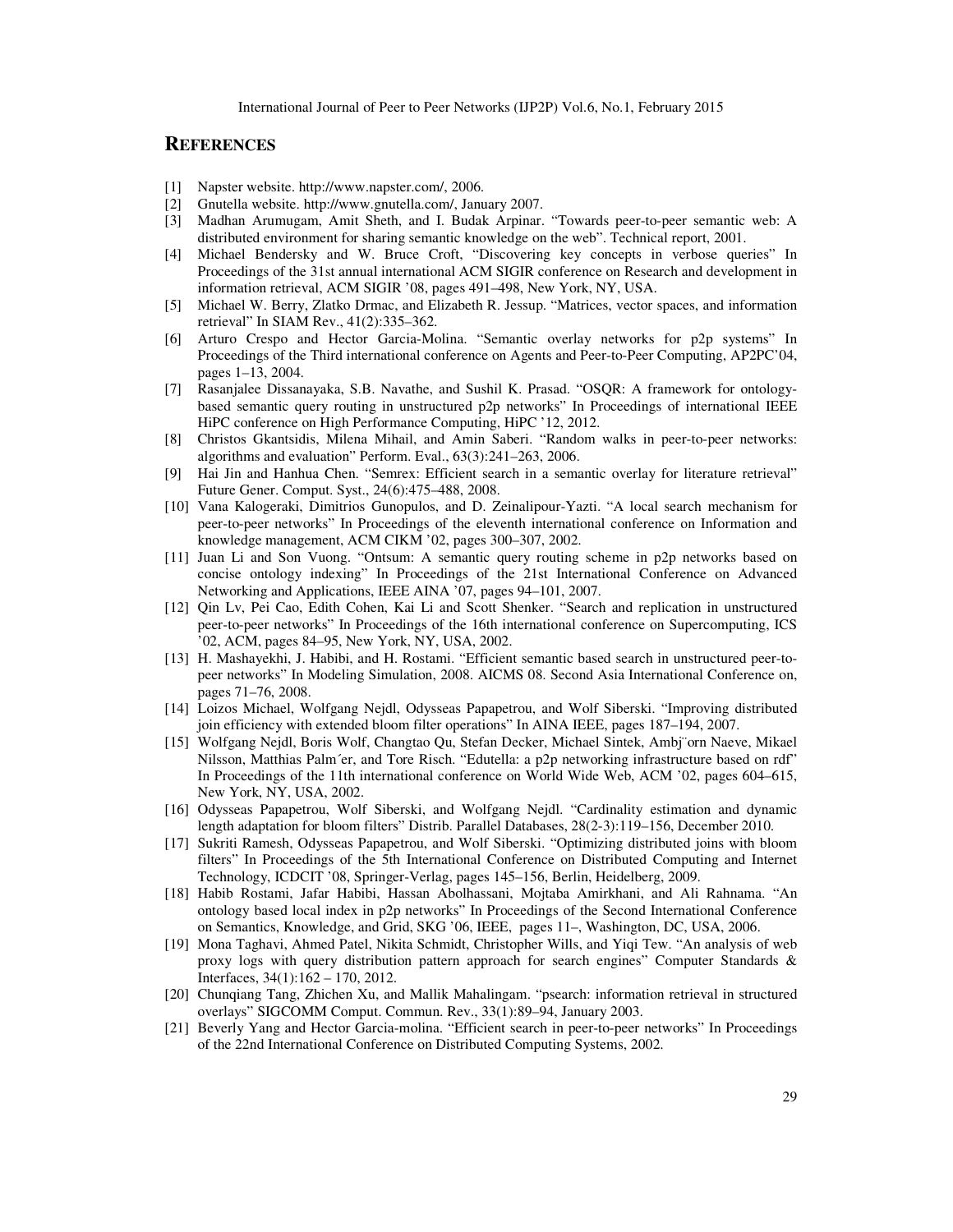## REFERENCES

[1] Napster website. http://www.napster.com/, 2006.

[2] Gnutella website. http://www.gnutella.com/, January 2007.

[3] Madhan Arumugam, Amit Sheth, and I. Budak Arpinar. "Towards peer-to-peer semantic web: A distributed environment for sharing semantic knowledge on the web". Technical report, 2001.

[4] Michael Bendersky and W. Bruce Croft, "Discovering key concepts in verbose queries" In Proceedings of the 31st annual international ACM SIGIR conference on Research and development in information retrieval, ACM SIGIR '08, pages 491–498, New York, NY, USA.

[5] Michael W. Berry, Zlatko Drmac, and Elizabeth R. Jessup. "Matrices, vector spaces, and information retrieval" In SIAM Rev., 41(2):335–362.

[6] Arturo Crespo and Hector Garcia-Molina. "Semantic overlay networks for p2p systems" In Proceedings of the Third international conference on Agents and Peer-to-Peer Computing, AP2PC'04, pages 1–13, 2004.

[7] Rasanjalee Dissanayaka, S.B. Navathe, and Sushil K. Prasad. "OSQR: A framework for ontology-based semantic query routing in unstructured p2p networks" In Proceedings of international IEEE HiPC conference on High Performance Computing, HiPC '12, 2012.

[8] Christos Gkantsidis, Milena Mihail, and Amin Saberi. "Random walks in peer-to-peer networks: algorithms and evaluation" Perform. Eval., 63(3):241–263, 2006.

[9] Hai Jin and Hanhua Chen. "Semrex: Efficient search in a semantic overlay for literature retrieval" Future Gener. Comput. Syst., 24(6):475–488, 2008.

[10] Vana Kalogeraki, Dimitrios Gunopulos, and D. Zeinalipour-Yazti. "A local search mechanism for peer-to-peer networks" In Proceedings of the eleventh international conference on Information and knowledge management, ACM CIKM '02, pages 300–307, 2002.

[11] Juan Li and Son Vuong. "Ontsum: A semantic query routing scheme in p2p networks based on concise ontology indexing" In Proceedings of the 21st International Conference on Advanced Networking and Applications, IEEE AINA '07, pages 94–101, 2007.

[12] Qin Lv, Pei Cao, Edith Cohen, Kai Li and Scott Shenker. "Search and replication in unstructured peer-to-peer networks" In Proceedings of the 16th international conference on Supercomputing, ICS '02, ACM, pages 84–95, New York, NY, USA, 2002.

[13] H. Mashayekhi, J. Habibi, and H. Rostami. "Efficient semantic based search in unstructured peer-to-peer networks" In Modeling Simulation, 2008. AICMS 08. Second Asia International Conference on, pages 71–76, 2008.

[14] Loizos Michael, Wolfgang Nejdl, Odysseas Papapetrou, and Wolf Siberski. "Improving distributed join efficiency with extended bloom filter operations" In AINA IEEE, pages 187–194, 2007.

[15] Wolfgang Nejdl, Boris Wolf, Changtao Qu, Stefan Decker, Michael Sintek, Ambj¨orn Naeve, Mikael Nilsson, Matthias Palm´er, and Tore Risch. "Edutella: a p2p networking infrastructure based on rdf" In Proceedings of the 11th international conference on World Wide Web, ACM '02, pages 604–615, New York, NY, USA, 2002.

[16] Odysseas Papapetrou, Wolf Siberski, and Wolfgang Nejdl. "Cardinality estimation and dynamic length adaptation for bloom filters" Distrib. Parallel Databases, 28(2-3):119–156, December 2010.

[17] Sukriti Ramesh, Odysseas Papapetrou, and Wolf Siberski. "Optimizing distributed joins with bloom filters" In Proceedings of the 5th International Conference on Distributed Computing and Internet Technology, ICDCIT '08, Springer-Verlag, pages 145–156, Berlin, Heidelberg, 2009.

[18] Habib Rostami, Jafar Habibi, Hassan Abolhassani, Mojtaba Amirkhani, and Ali Rahnama. "An ontology based local index in p2p networks" In Proceedings of the Second International Conference on Semantics, Knowledge, and Grid, SKG '06, IEEE, pages 11–, Washington, DC, USA, 2006.

[19] Mona Taghavi, Ahmed Patel, Nikita Schmidt, Christopher Wills, and Yiqi Tew. "An analysis of web proxy logs with query distribution pattern approach for search engines" Computer Standards & Interfaces, 34(1):162 – 170, 2012.

[20] Chunqiang Tang, Zhichen Xu, and Mallik Mahalingam. "psearch: information retrieval in structured overlays" SIGCOMM Comput. Commun. Rev., 33(1):89–94, January 2003.

[21] Beverly Yang and Hector Garcia-molina. "Efficient search in peer-to-peer networks" In Proceedings of the 22nd International Conference on Distributed Computing Systems, 2002.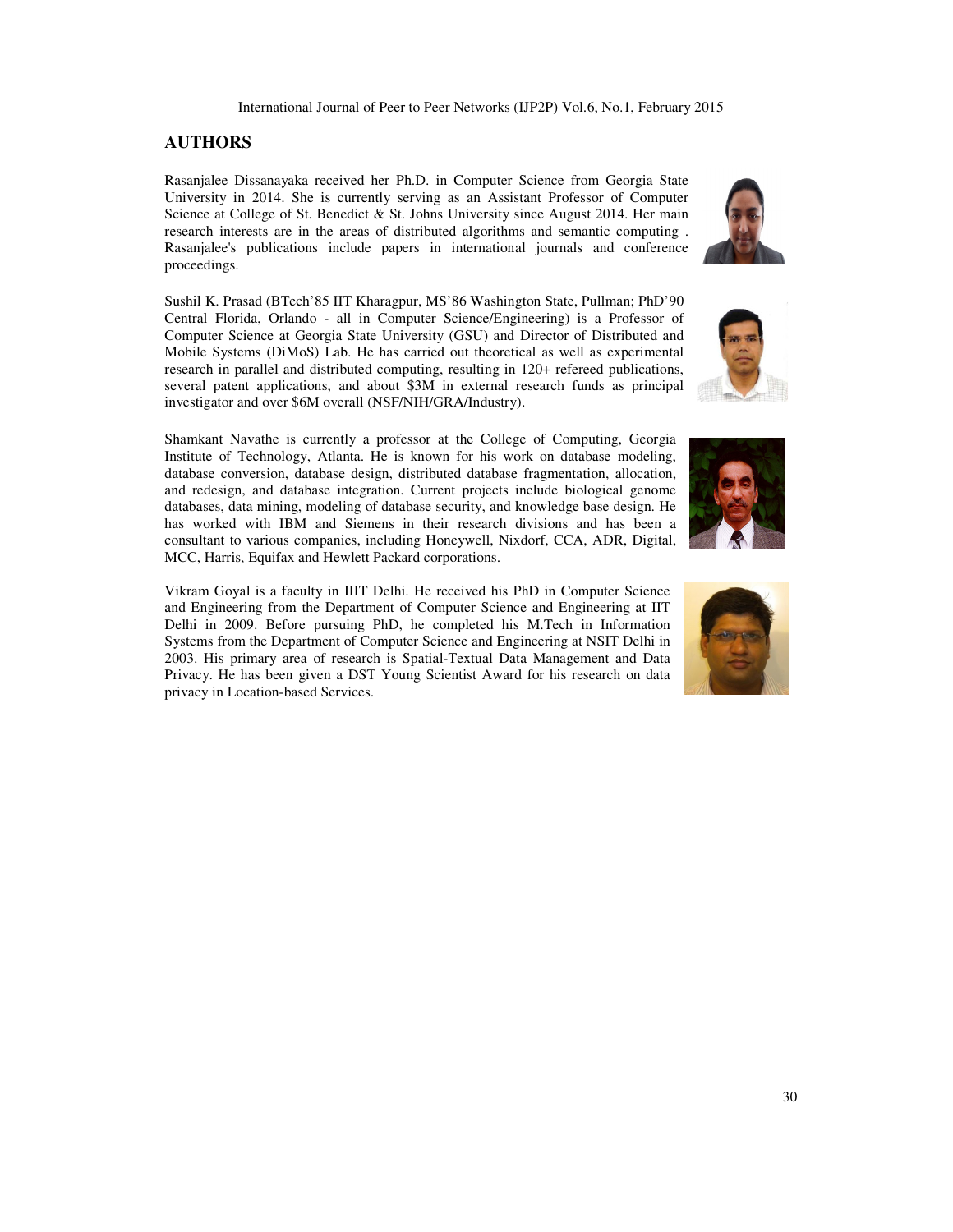## AUTHORS

Rasanjalee Dissanayaka received her Ph.D. in Computer Science from Georgia State University in 2014. She is currently serving as an Assistant Professor of Computer Science at College of St. Benedict & St. Johns University since August 2014. Her main research interests are in the areas of distributed algorithms and semantic computing . Rasanjalee's publications include papers in international journals and conference proceedings.

Sushil K. Prasad (BTech'85 IIT Kharagpur, MS'86 Washington State, Pullman; PhD'90 Central Florida, Orlando - all in Computer Science/Engineering) is a Professor of Computer Science at Georgia State University (GSU) and Director of Distributed and Mobile Systems (DiMoS) Lab. He has carried out theoretical as well as experimental research in parallel and distributed computing, resulting in 120+ refereed publications, several patent applications, and about $3M in external research funds as principal investigator and over $6M overall (NSF/NIH/GRA/Industry).

Shamkant Navathe is currently a professor at the College of Computing, Georgia Institute of Technology, Atlanta. He is known for his work on database modeling, database conversion, database design, distributed database fragmentation, allocation, and redesign, and database integration. Current projects include biological genome databases, data mining, modeling of database security, and knowledge base design. He has worked with IBM and Siemens in their research divisions and has been a consultant to various companies, including Honeywell, Nixdorf, CCA, ADR, Digital, MCC, Harris, Equifax and Hewlett Packard corporations.

Vikram Goyal is a faculty in IIIT Delhi. He received his PhD in Computer Science and Engineering from the Department of Computer Science and Engineering at IIT Delhi in 2009. Before pursuing PhD, he completed his M.Tech in Information Systems from the Department of Computer Science and Engineering at NSIT Delhi in 2003. His primary area of research is Spatial-Textual Data Management and Data Privacy. He has been given a DST Young Scientist Award for his research on data privacy in Location-based Services.